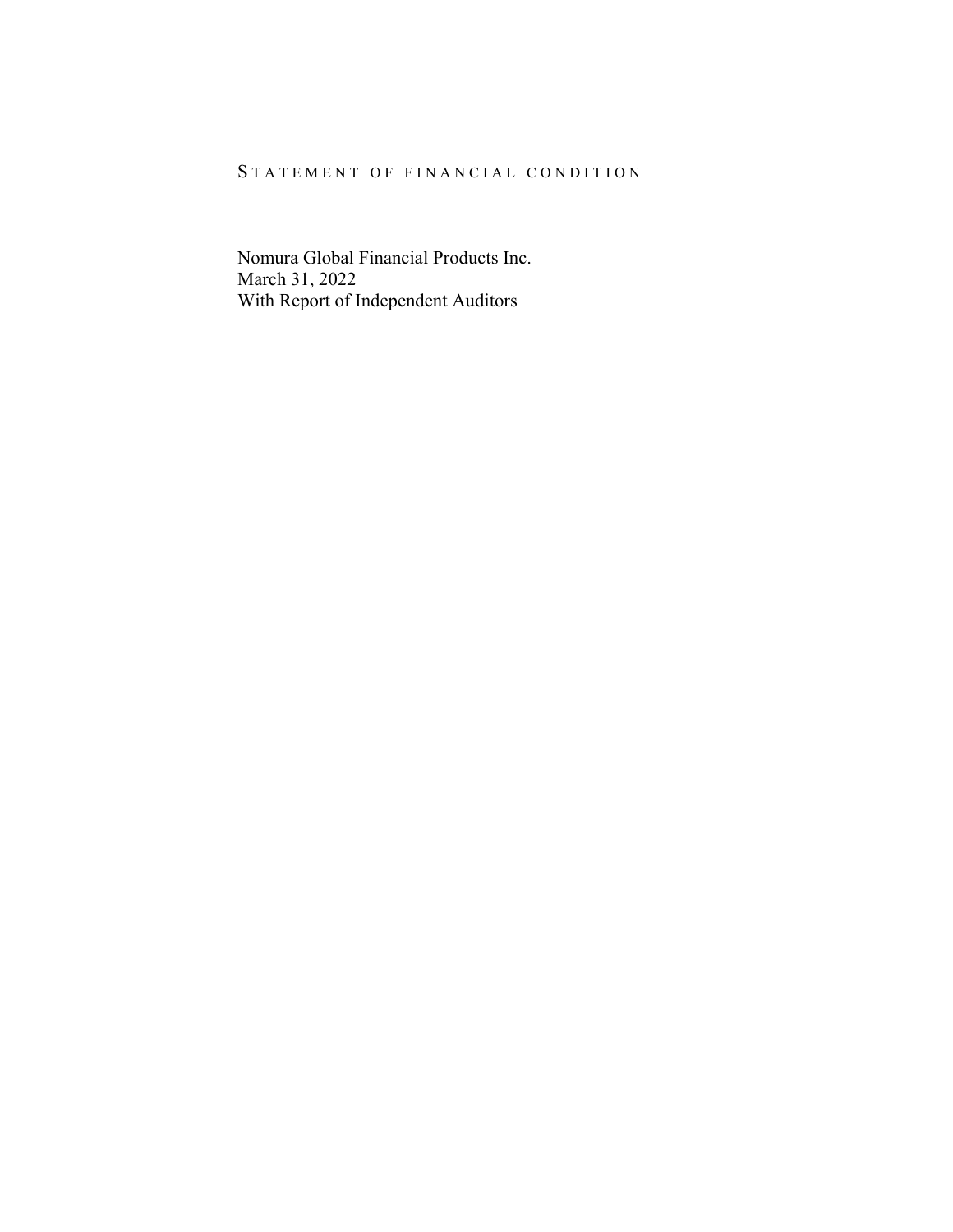# STATEMENT OF FINANCIAL CONDITION

Nomura Global Financial Products Inc.
March 31, 2022
With Report of Independent Auditors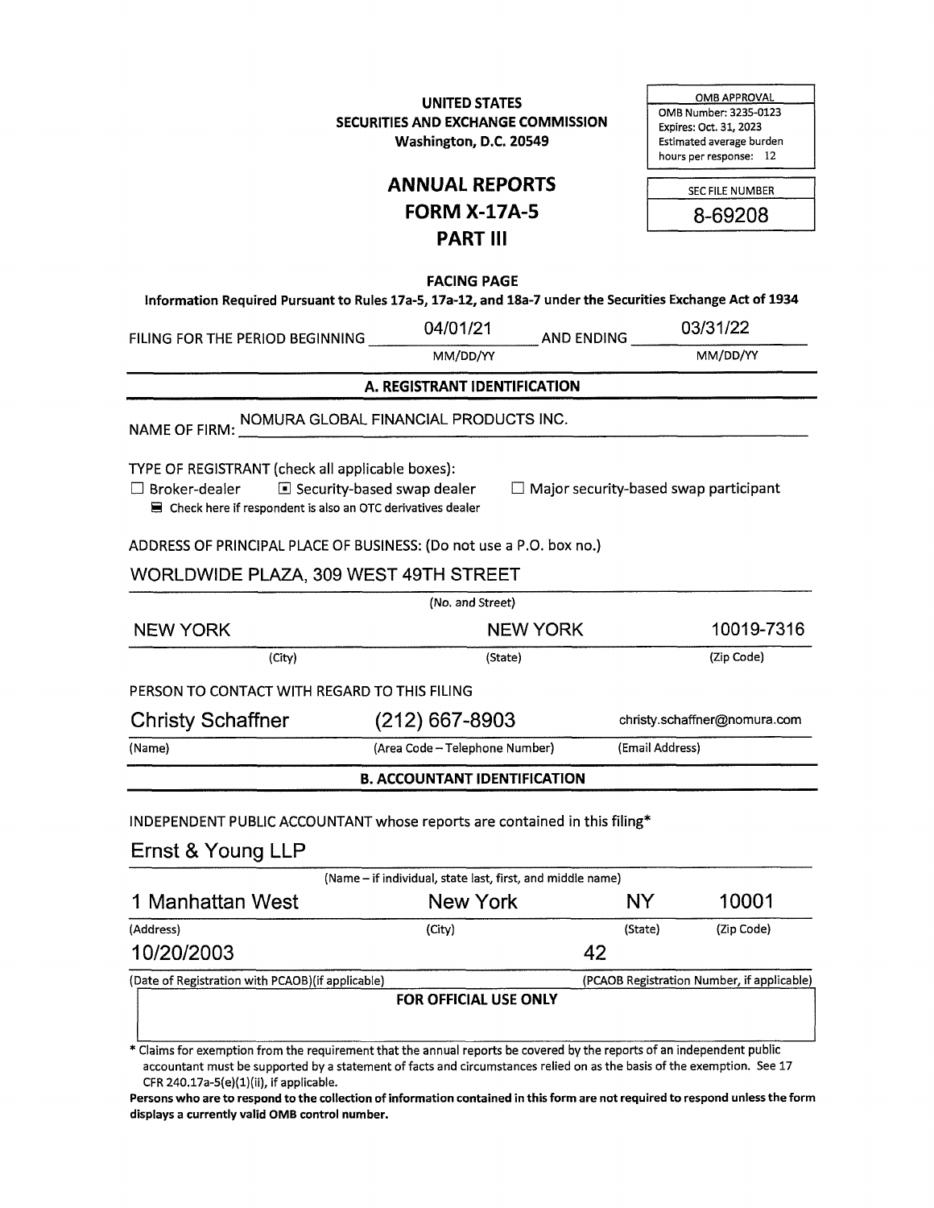**UNITED STATES**
**SECURITIES AND EXCHANGE COMMISSION**
**Washington, D.C. 20549**

| OMB APPROVAL |
|---|
| OMB Number: 3235-0123 |
| Expires: Oct. 31, 2023 |
| Estimated average burden hours per response: 12 |

# ANNUAL REPORTS
# FORM X-17A-5
# PART III

| SEC FILE NUMBER |
|---|
| 8-69208 |

**FACING PAGE**

**Information Required Pursuant to Rules 17a-5, 17a-12, and 18a-7 under the Securities Exchange Act of 1934**

FILING FOR THE PERIOD BEGINNING 04/01/21 (MM/DD/YY) AND ENDING 03/31/22 (MM/DD/YY)

## A. REGISTRANT IDENTIFICATION

NAME OF FIRM: NOMURA GLOBAL FINANCIAL PRODUCTS INC.

TYPE OF REGISTRANT (check all applicable boxes):

☐ Broker-dealer ☒ Security-based swap dealer ☐ Major security-based swap participant

☒ Check here if respondent is also an OTC derivatives dealer

ADDRESS OF PRINCIPAL PLACE OF BUSINESS: (Do not use a P.O. box no.)

WORLDWIDE PLAZA, 309 WEST 49TH STREET
(No. and Street)

| NEW YORK | NEW YORK | 10019-7316 |
|---|---|---|
| (City) | (State) | (Zip Code) |

PERSON TO CONTACT WITH REGARD TO THIS FILING

| Christy Schaffner | (212) 667-8903 | christy.schaffner@nomura.com |
|---|---|---|
| (Name) | (Area Code – Telephone Number) | (Email Address) |

## B. ACCOUNTANT IDENTIFICATION

INDEPENDENT PUBLIC ACCOUNTANT whose reports are contained in this filing*

Ernst & Young LLP
(Name – if individual, state last, first, and middle name)

| 1 Manhattan West | New York | NY | 10001 |
|---|---|---|---|
| (Address) | (City) | (State) | (Zip Code) |

| 10/20/2003 | 42 |
|---|---|
| (Date of Registration with PCAOB)(if applicable) | (PCAOB Registration Number, if applicable) |

**FOR OFFICIAL USE ONLY**

\* Claims for exemption from the requirement that the annual reports be covered by the reports of an independent public accountant must be supported by a statement of facts and circumstances relied on as the basis of the exemption. See 17 CFR 240.17a-5(e)(1)(ii), if applicable.

**Persons who are to respond to the collection of information contained in this form are not required to respond unless the form displays a currently valid OMB control number.**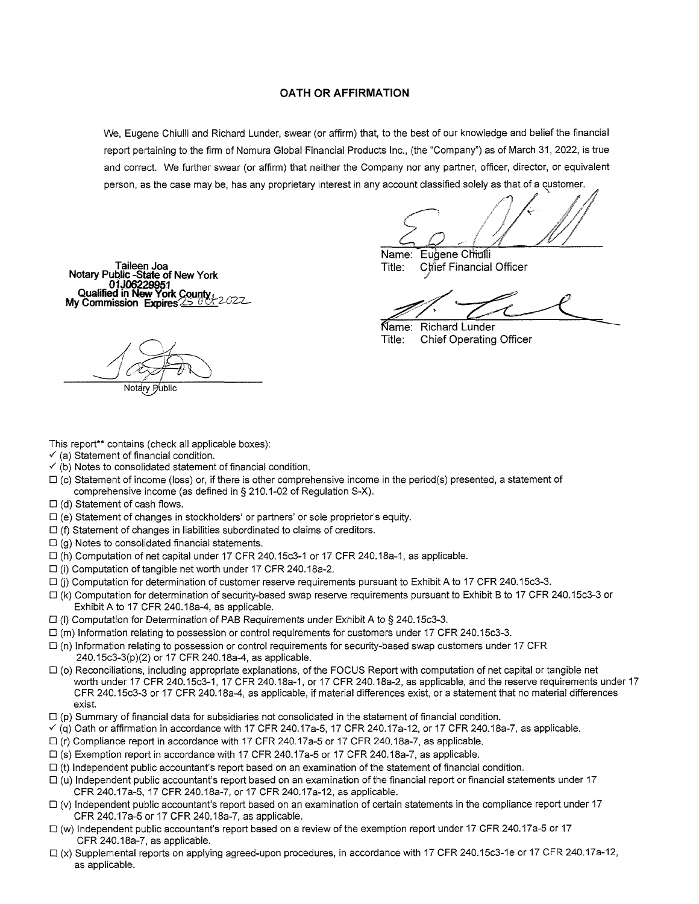## OATH OR AFFIRMATION

We, Eugene Chiulli and Richard Lunder, swear (or affirm) that, to the best of our knowledge and belief the financial report pertaining to the firm of Nomura Global Financial Products Inc., (the "Company") as of March 31, 2022, is true and correct. We further swear (or affirm) that neither the Company nor any partner, officer, director, or equivalent person, as the case may be, has any proprietary interest in any account classified solely as that of a customer.

Name: Eugene Chiulli
Title: Chief Financial Officer

Name: Richard Lunder
Title: Chief Operating Officer

Taileen Joa
Notary Public -State of New York
01J06229951
Qualified in New York County
My Commission Expires 25 Oct 2022

Notary Public

This report** contains (check all applicable boxes):

- ✓ (a) Statement of financial condition.
- ✓ (b) Notes to consolidated statement of financial condition.
- ☐ (c) Statement of income (loss) or, if there is other comprehensive income in the period(s) presented, a statement of comprehensive income (as defined in § 210.1-02 of Regulation S-X).
- ☐ (d) Statement of cash flows.
- ☐ (e) Statement of changes in stockholders' or partners' or sole proprietor's equity.
- ☐ (f) Statement of changes in liabilities subordinated to claims of creditors.
- ☐ (g) Notes to consolidated financial statements.
- ☐ (h) Computation of net capital under 17 CFR 240.15c3-1 or 17 CFR 240.18a-1, as applicable.
- ☐ (i) Computation of tangible net worth under 17 CFR 240.18a-2.
- ☐ (j) Computation for determination of customer reserve requirements pursuant to Exhibit A to 17 CFR 240.15c3-3.
- ☐ (k) Computation for determination of security-based swap reserve requirements pursuant to Exhibit B to 17 CFR 240.15c3-3 or Exhibit A to 17 CFR 240.18a-4, as applicable.
- ☐ (l) Computation for Determination of PAB Requirements under Exhibit A to § 240.15c3-3.
- ☐ (m) Information relating to possession or control requirements for customers under 17 CFR 240.15c3-3.
- ☐ (n) Information relating to possession or control requirements for security-based swap customers under 17 CFR 240.15c3-3(p)(2) or 17 CFR 240.18a-4, as applicable.
- ☐ (o) Reconciliations, including appropriate explanations, of the FOCUS Report with computation of net capital or tangible net worth under 17 CFR 240.15c3-1, 17 CFR 240.18a-1, or 17 CFR 240.18a-2, as applicable, and the reserve requirements under 17 CFR 240.15c3-3 or 17 CFR 240.18a-4, as applicable, if material differences exist, or a statement that no material differences exist.
- ☐ (p) Summary of financial data for subsidiaries not consolidated in the statement of financial condition.
- ✓ (q) Oath or affirmation in accordance with 17 CFR 240.17a-5, 17 CFR 240.17a-12, or 17 CFR 240.18a-7, as applicable.
- ☐ (r) Compliance report in accordance with 17 CFR 240.17a-5 or 17 CFR 240.18a-7, as applicable.
- ☐ (s) Exemption report in accordance with 17 CFR 240.17a-5 or 17 CFR 240.18a-7, as applicable.
- ☐ (t) Independent public accountant's report based on an examination of the statement of financial condition.
- ☐ (u) Independent public accountant's report based on an examination of the financial report or financial statements under 17 CFR 240.17a-5, 17 CFR 240.18a-7, or 17 CFR 240.17a-12, as applicable.
- ☐ (v) Independent public accountant's report based on an examination of certain statements in the compliance report under 17 CFR 240.17a-5 or 17 CFR 240.18a-7, as applicable.
- ☐ (w) Independent public accountant's report based on a review of the exemption report under 17 CFR 240.17a-5 or 17 CFR 240.18a-7, as applicable.
- ☐ (x) Supplemental reports on applying agreed-upon procedures, in accordance with 17 CFR 240.15c3-1e or 17 CFR 240.17a-12, as applicable.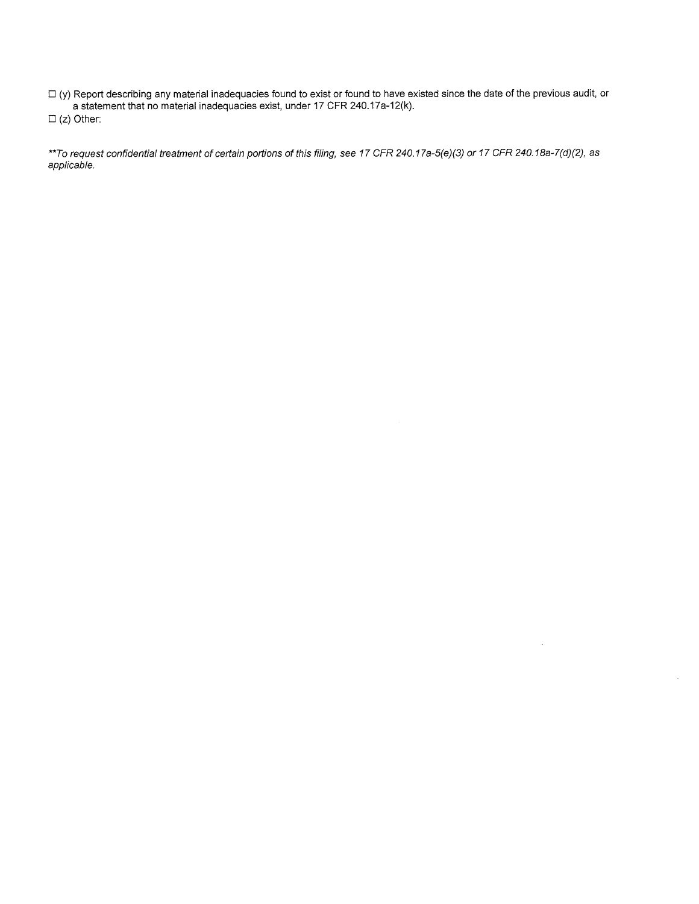☐ (y) Report describing any material inadequacies found to exist or found to have existed since the date of the previous audit, or a statement that no material inadequacies exist, under 17 CFR 240.17a-12(k).

☐ (z) Other:

*\*\*To request confidential treatment of certain portions of this filing, see 17 CFR 240.17a-5(e)(3) or 17 CFR 240.18a-7(d)(2), as applicable.*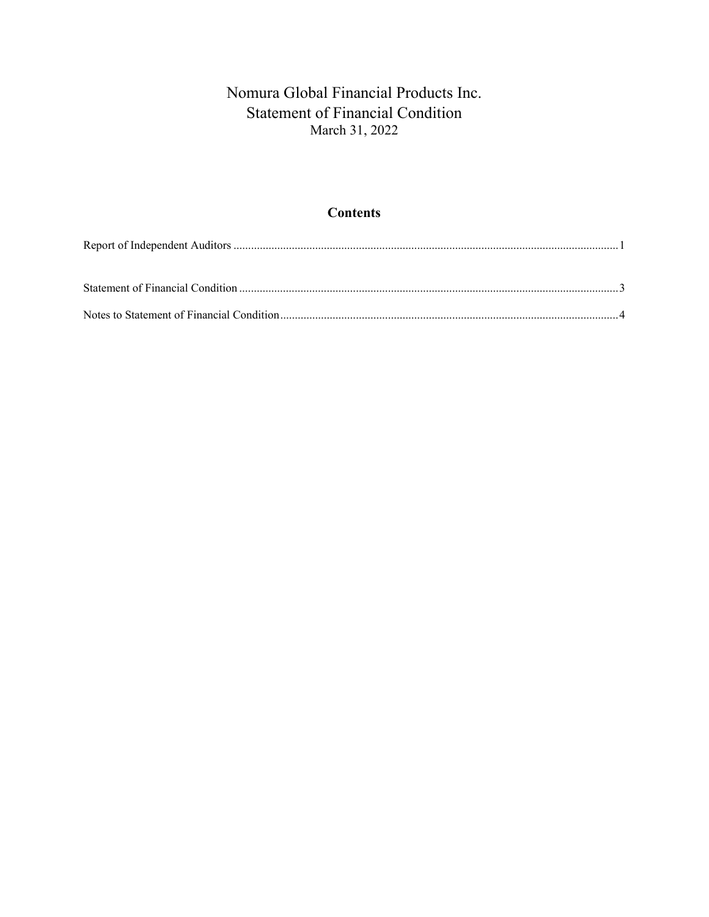# Nomura Global Financial Products Inc.
## Statement of Financial Condition
March 31, 2022

### Contents

Report of Independent Auditors ............................................................ 1

Statement of Financial Condition ............................................................ 3

Notes to Statement of Financial Condition ............................................................ 4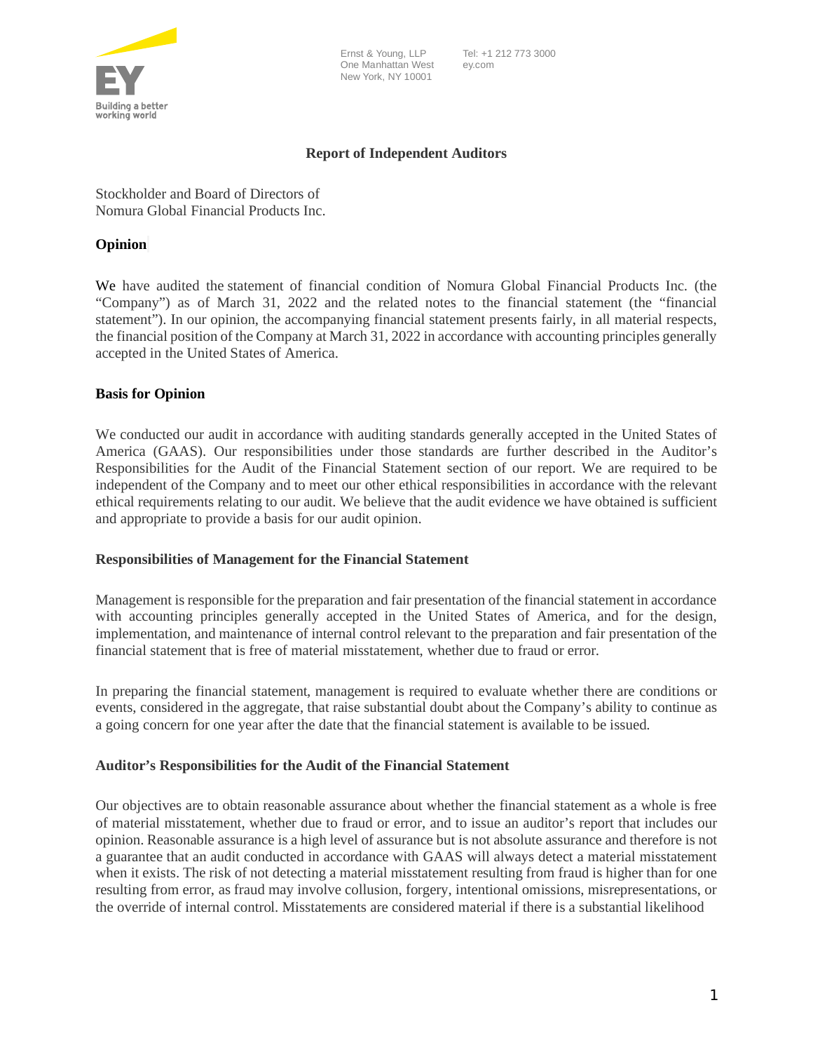Ernst & Young, LLP
One Manhattan West
New York, NY 10001

Tel: +1 212 773 3000
ey.com

## Report of Independent Auditors

Stockholder and Board of Directors of
Nomura Global Financial Products Inc.

### Opinion

We have audited the statement of financial condition of Nomura Global Financial Products Inc. (the "Company") as of March 31, 2022 and the related notes to the financial statement (the "financial statement"). In our opinion, the accompanying financial statement presents fairly, in all material respects, the financial position of the Company at March 31, 2022 in accordance with accounting principles generally accepted in the United States of America.

### Basis for Opinion

We conducted our audit in accordance with auditing standards generally accepted in the United States of America (GAAS). Our responsibilities under those standards are further described in the Auditor's Responsibilities for the Audit of the Financial Statement section of our report. We are required to be independent of the Company and to meet our other ethical responsibilities in accordance with the relevant ethical requirements relating to our audit. We believe that the audit evidence we have obtained is sufficient and appropriate to provide a basis for our audit opinion.

### Responsibilities of Management for the Financial Statement

Management is responsible for the preparation and fair presentation of the financial statement in accordance with accounting principles generally accepted in the United States of America, and for the design, implementation, and maintenance of internal control relevant to the preparation and fair presentation of the financial statement that is free of material misstatement, whether due to fraud or error.

In preparing the financial statement, management is required to evaluate whether there are conditions or events, considered in the aggregate, that raise substantial doubt about the Company's ability to continue as a going concern for one year after the date that the financial statement is available to be issued.

### Auditor's Responsibilities for the Audit of the Financial Statement

Our objectives are to obtain reasonable assurance about whether the financial statement as a whole is free of material misstatement, whether due to fraud or error, and to issue an auditor's report that includes our opinion. Reasonable assurance is a high level of assurance but is not absolute assurance and therefore is not a guarantee that an audit conducted in accordance with GAAS will always detect a material misstatement when it exists. The risk of not detecting a material misstatement resulting from fraud is higher than for one resulting from error, as fraud may involve collusion, forgery, intentional omissions, misrepresentations, or the override of internal control. Misstatements are considered material if there is a substantial likelihood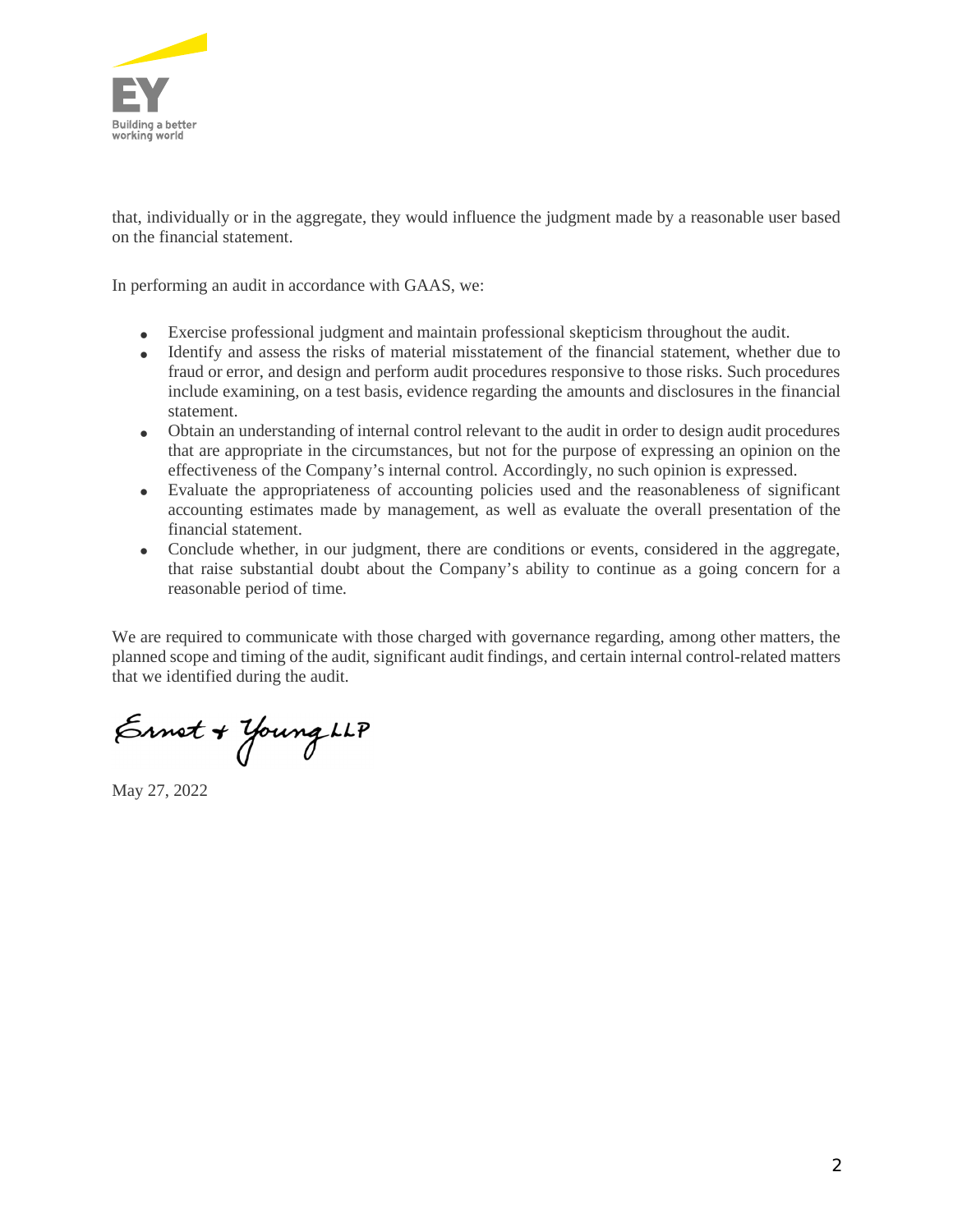that, individually or in the aggregate, they would influence the judgment made by a reasonable user based on the financial statement.

In performing an audit in accordance with GAAS, we:

- Exercise professional judgment and maintain professional skepticism throughout the audit.
- Identify and assess the risks of material misstatement of the financial statement, whether due to fraud or error, and design and perform audit procedures responsive to those risks. Such procedures include examining, on a test basis, evidence regarding the amounts and disclosures in the financial statement.
- Obtain an understanding of internal control relevant to the audit in order to design audit procedures that are appropriate in the circumstances, but not for the purpose of expressing an opinion on the effectiveness of the Company's internal control. Accordingly, no such opinion is expressed.
- Evaluate the appropriateness of accounting policies used and the reasonableness of significant accounting estimates made by management, as well as evaluate the overall presentation of the financial statement.
- Conclude whether, in our judgment, there are conditions or events, considered in the aggregate, that raise substantial doubt about the Company's ability to continue as a going concern for a reasonable period of time.

We are required to communicate with those charged with governance regarding, among other matters, the planned scope and timing of the audit, significant audit findings, and certain internal control-related matters that we identified during the audit.

Ernst & Young LLP

May 27, 2022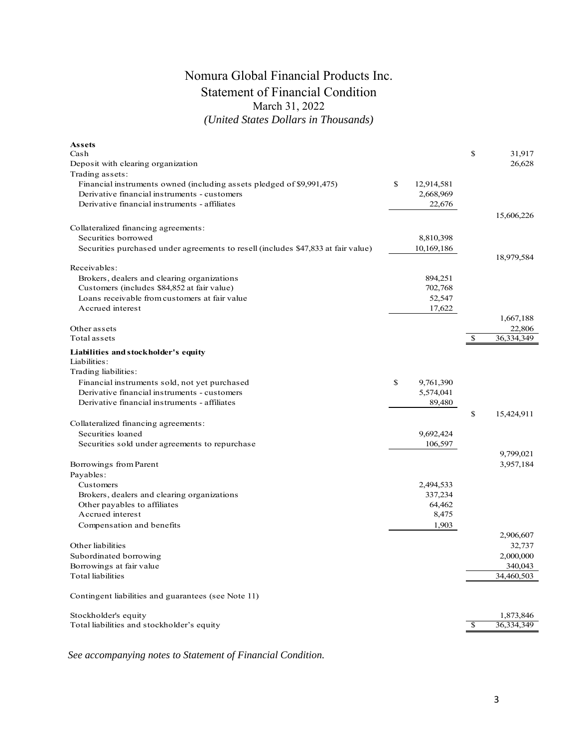# Nomura Global Financial Products Inc.
## Statement of Financial Condition
### March 31, 2022
*(United States Dollars in Thousands)*

| | | |
|---|---|---|
| **Assets** | | |
| Cash | | $ 31,917 |
| Deposit with clearing organization | | 26,628 |
| Trading assets: | | |
| Financial instruments owned (including assets pledged of $9,991,475) | $ 12,914,581 | |
| Derivative financial instruments - customers | 2,668,969 | |
| Derivative financial instruments - affiliates | 22,676 | |
| | | 15,606,226 |
| Collateralized financing agreements: | | |
| Securities borrowed | 8,810,398 | |
| Securities purchased under agreements to resell (includes $47,833 at fair value) | 10,169,186 | |
| | | 18,979,584 |
| Receivables: | | |
| Brokers, dealers and clearing organizations | 894,251 | |
| Customers (includes $84,852 at fair value) | 702,768 | |
| Loans receivable from customers at fair value | 52,547 | |
| Accrued interest | 17,622 | |
| | | 1,667,188 |
| Other assets | | 22,806 |
| Total assets | | $ 36,334,349 |
| **Liabilities and stockholder's equity** | | |
| Liabilities: | | |
| Trading liabilities: | | |
| Financial instruments sold, not yet purchased | $ 9,761,390 | |
| Derivative financial instruments - customers | 5,574,041 | |
| Derivative financial instruments - affiliates | 89,480 | |
| | | $ 15,424,911 |
| Collateralized financing agreements: | | |
| Securities loaned | 9,692,424 | |
| Securities sold under agreements to repurchase | 106,597 | |
| | | 9,799,021 |
| Borrowings from Parent | | 3,957,184 |
| Payables: | | |
| Customers | 2,494,533 | |
| Brokers, dealers and clearing organizations | 337,234 | |
| Other payables to affiliates | 64,462 | |
| Accrued interest | 8,475 | |
| Compensation and benefits | 1,903 | |
| | | 2,906,607 |
| Other liabilities | | 32,737 |
| Subordinated borrowing | | 2,000,000 |
| Borrowings at fair value | | 340,043 |
| Total liabilities | | 34,460,503 |
| Contingent liabilities and guarantees (see Note 11) | | |
| Stockholder's equity | | 1,873,846 |
| Total liabilities and stockholder's equity | | $ 36,334,349 |

*See accompanying notes to Statement of Financial Condition.*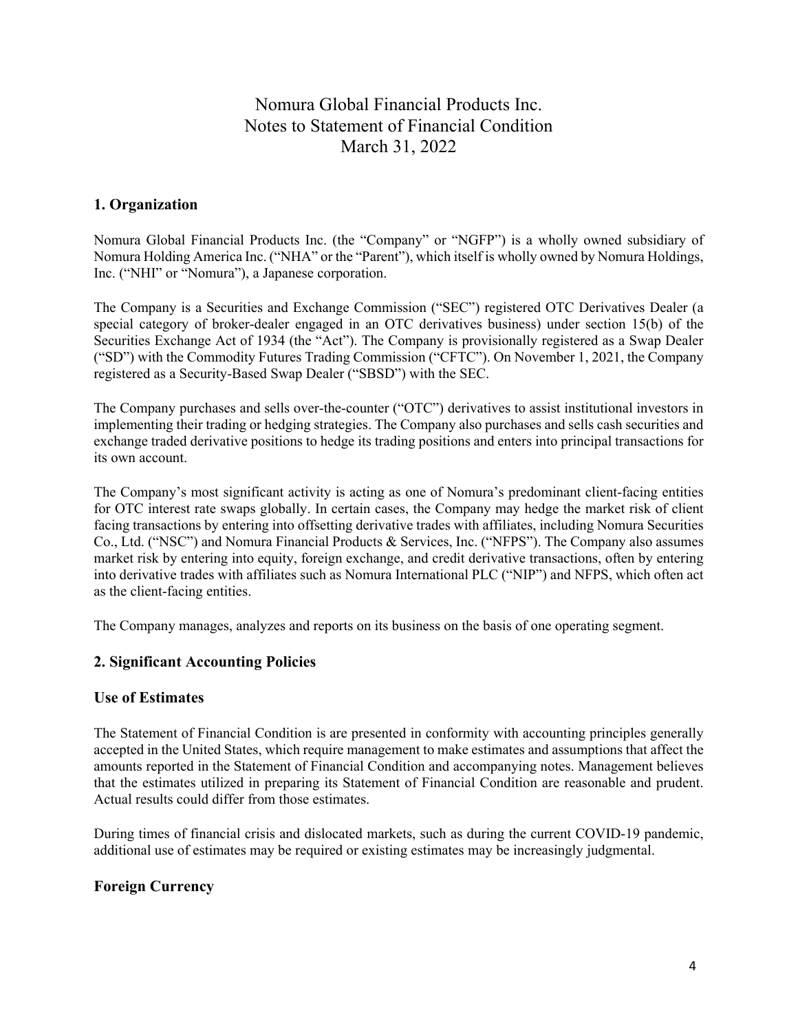# Nomura Global Financial Products Inc.
# Notes to Statement of Financial Condition
# March 31, 2022

## 1. Organization

Nomura Global Financial Products Inc. (the "Company" or "NGFP") is a wholly owned subsidiary of Nomura Holding America Inc. ("NHA" or the "Parent"), which itself is wholly owned by Nomura Holdings, Inc. ("NHI" or "Nomura"), a Japanese corporation.

The Company is a Securities and Exchange Commission ("SEC") registered OTC Derivatives Dealer (a special category of broker-dealer engaged in an OTC derivatives business) under section 15(b) of the Securities Exchange Act of 1934 (the "Act"). The Company is provisionally registered as a Swap Dealer ("SD") with the Commodity Futures Trading Commission ("CFTC"). On November 1, 2021, the Company registered as a Security-Based Swap Dealer ("SBSD") with the SEC.

The Company purchases and sells over-the-counter ("OTC") derivatives to assist institutional investors in implementing their trading or hedging strategies. The Company also purchases and sells cash securities and exchange traded derivative positions to hedge its trading positions and enters into principal transactions for its own account.

The Company's most significant activity is acting as one of Nomura's predominant client-facing entities for OTC interest rate swaps globally. In certain cases, the Company may hedge the market risk of client facing transactions by entering into offsetting derivative trades with affiliates, including Nomura Securities Co., Ltd. ("NSC") and Nomura Financial Products & Services, Inc. ("NFPS"). The Company also assumes market risk by entering into equity, foreign exchange, and credit derivative transactions, often by entering into derivative trades with affiliates such as Nomura International PLC ("NIP") and NFPS, which often act as the client-facing entities.

The Company manages, analyzes and reports on its business on the basis of one operating segment.

## 2. Significant Accounting Policies

### Use of Estimates

The Statement of Financial Condition is are presented in conformity with accounting principles generally accepted in the United States, which require management to make estimates and assumptions that affect the amounts reported in the Statement of Financial Condition and accompanying notes. Management believes that the estimates utilized in preparing its Statement of Financial Condition are reasonable and prudent. Actual results could differ from those estimates.

During times of financial crisis and dislocated markets, such as during the current COVID-19 pandemic, additional use of estimates may be required or existing estimates may be increasingly judgmental.

### Foreign Currency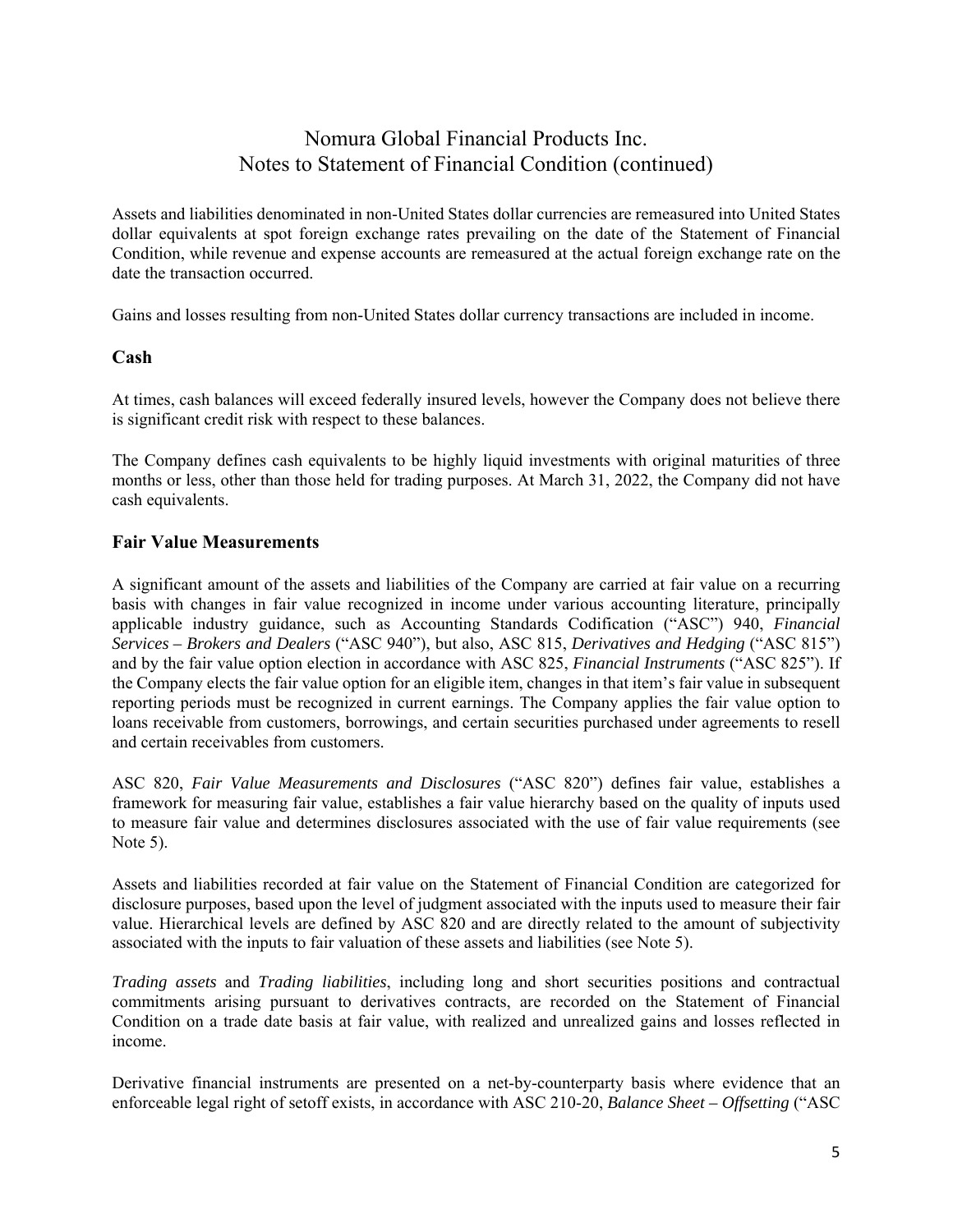Assets and liabilities denominated in non-United States dollar currencies are remeasured into United States dollar equivalents at spot foreign exchange rates prevailing on the date of the Statement of Financial Condition, while revenue and expense accounts are remeasured at the actual foreign exchange rate on the date the transaction occurred.

Gains and losses resulting from non-United States dollar currency transactions are included in income.

## Cash

At times, cash balances will exceed federally insured levels, however the Company does not believe there is significant credit risk with respect to these balances.

The Company defines cash equivalents to be highly liquid investments with original maturities of three months or less, other than those held for trading purposes. At March 31, 2022, the Company did not have cash equivalents.

## Fair Value Measurements

A significant amount of the assets and liabilities of the Company are carried at fair value on a recurring basis with changes in fair value recognized in income under various accounting literature, principally applicable industry guidance, such as Accounting Standards Codification ("ASC") 940, *Financial Services – Brokers and Dealers* ("ASC 940"), but also, ASC 815, *Derivatives and Hedging* ("ASC 815") and by the fair value option election in accordance with ASC 825, *Financial Instruments* ("ASC 825"). If the Company elects the fair value option for an eligible item, changes in that item's fair value in subsequent reporting periods must be recognized in current earnings. The Company applies the fair value option to loans receivable from customers, borrowings, and certain securities purchased under agreements to resell and certain receivables from customers.

ASC 820, *Fair Value Measurements and Disclosures* ("ASC 820") defines fair value, establishes a framework for measuring fair value, establishes a fair value hierarchy based on the quality of inputs used to measure fair value and determines disclosures associated with the use of fair value requirements (see Note 5).

Assets and liabilities recorded at fair value on the Statement of Financial Condition are categorized for disclosure purposes, based upon the level of judgment associated with the inputs used to measure their fair value. Hierarchical levels are defined by ASC 820 and are directly related to the amount of subjectivity associated with the inputs to fair valuation of these assets and liabilities (see Note 5).

*Trading assets* and *Trading liabilities*, including long and short securities positions and contractual commitments arising pursuant to derivatives contracts, are recorded on the Statement of Financial Condition on a trade date basis at fair value, with realized and unrealized gains and losses reflected in income.

Derivative financial instruments are presented on a net-by-counterparty basis where evidence that an enforceable legal right of setoff exists, in accordance with ASC 210-20, *Balance Sheet – Offsetting* ("ASC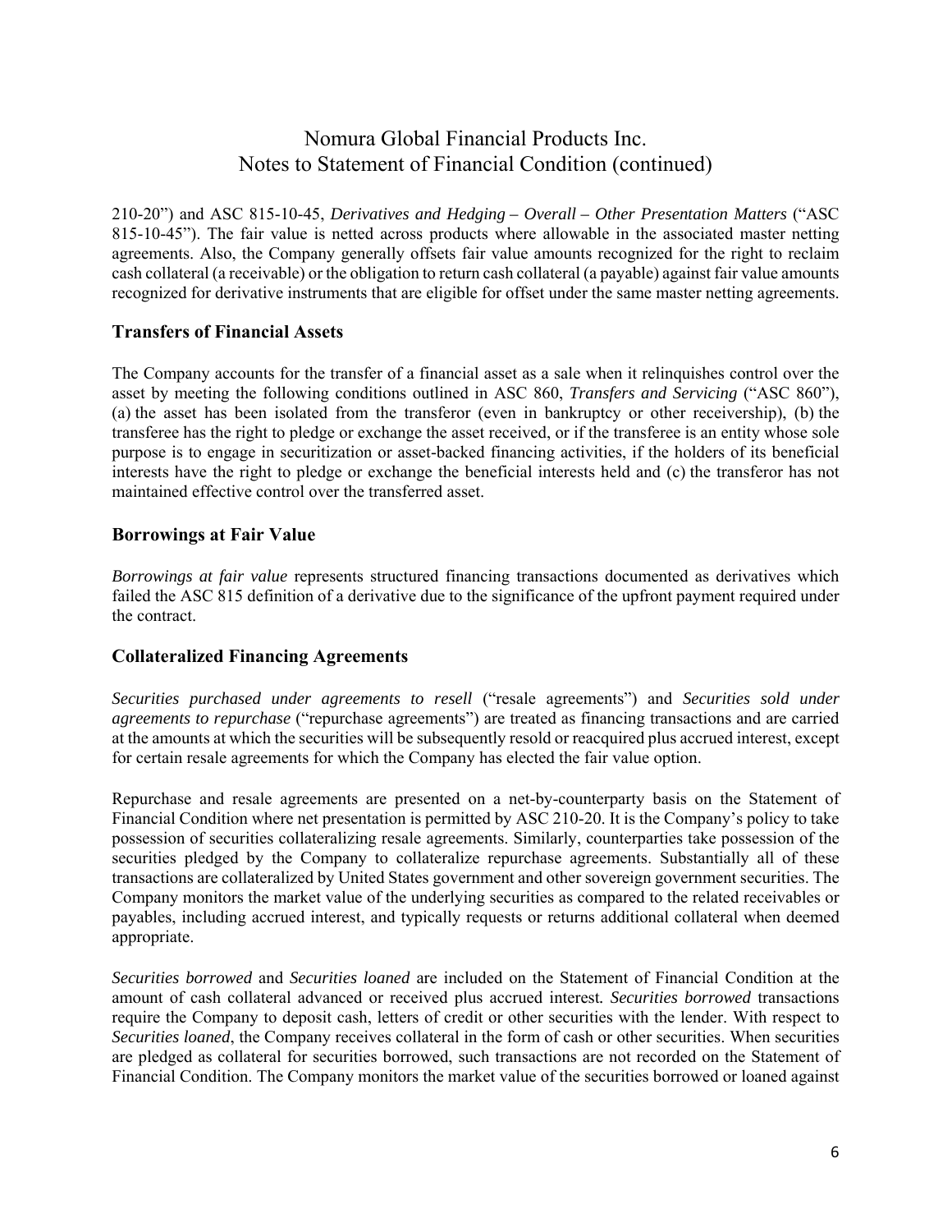210-20") and ASC 815-10-45, *Derivatives and Hedging – Overall – Other Presentation Matters* ("ASC 815-10-45"). The fair value is netted across products where allowable in the associated master netting agreements. Also, the Company generally offsets fair value amounts recognized for the right to reclaim cash collateral (a receivable) or the obligation to return cash collateral (a payable) against fair value amounts recognized for derivative instruments that are eligible for offset under the same master netting agreements.

### Transfers of Financial Assets

The Company accounts for the transfer of a financial asset as a sale when it relinquishes control over the asset by meeting the following conditions outlined in ASC 860, *Transfers and Servicing* ("ASC 860"), (a) the asset has been isolated from the transferor (even in bankruptcy or other receivership), (b) the transferee has the right to pledge or exchange the asset received, or if the transferee is an entity whose sole purpose is to engage in securitization or asset-backed financing activities, if the holders of its beneficial interests have the right to pledge or exchange the beneficial interests held and (c) the transferor has not maintained effective control over the transferred asset.

### Borrowings at Fair Value

*Borrowings at fair value* represents structured financing transactions documented as derivatives which failed the ASC 815 definition of a derivative due to the significance of the upfront payment required under the contract.

### Collateralized Financing Agreements

*Securities purchased under agreements to resell* ("resale agreements") and *Securities sold under agreements to repurchase* ("repurchase agreements") are treated as financing transactions and are carried at the amounts at which the securities will be subsequently resold or reacquired plus accrued interest, except for certain resale agreements for which the Company has elected the fair value option.

Repurchase and resale agreements are presented on a net-by-counterparty basis on the Statement of Financial Condition where net presentation is permitted by ASC 210-20. It is the Company's policy to take possession of securities collateralizing resale agreements. Similarly, counterparties take possession of the securities pledged by the Company to collateralize repurchase agreements. Substantially all of these transactions are collateralized by United States government and other sovereign government securities. The Company monitors the market value of the underlying securities as compared to the related receivables or payables, including accrued interest, and typically requests or returns additional collateral when deemed appropriate.

*Securities borrowed* and *Securities loaned* are included on the Statement of Financial Condition at the amount of cash collateral advanced or received plus accrued interest. *Securities borrowed* transactions require the Company to deposit cash, letters of credit or other securities with the lender. With respect to *Securities loaned*, the Company receives collateral in the form of cash or other securities. When securities are pledged as collateral for securities borrowed, such transactions are not recorded on the Statement of Financial Condition. The Company monitors the market value of the securities borrowed or loaned against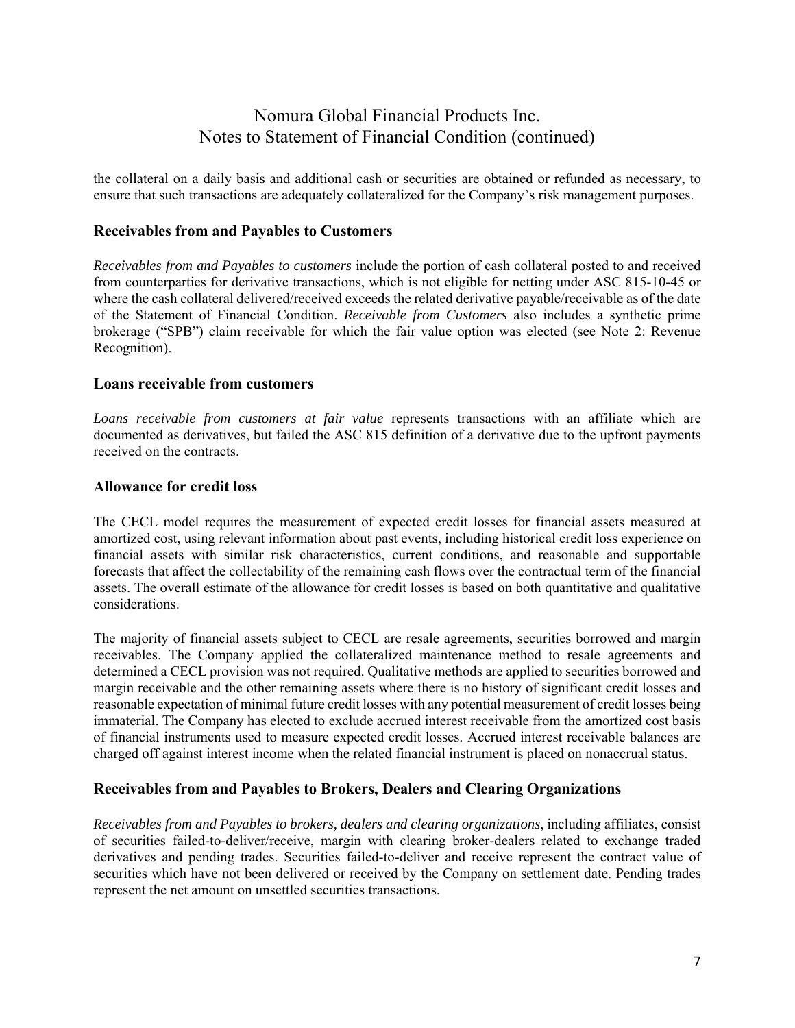the collateral on a daily basis and additional cash or securities are obtained or refunded as necessary, to ensure that such transactions are adequately collateralized for the Company's risk management purposes.

### Receivables from and Payables to Customers

*Receivables from and Payables to customers* include the portion of cash collateral posted to and received from counterparties for derivative transactions, which is not eligible for netting under ASC 815-10-45 or where the cash collateral delivered/received exceeds the related derivative payable/receivable as of the date of the Statement of Financial Condition. *Receivable from Customers* also includes a synthetic prime brokerage ("SPB") claim receivable for which the fair value option was elected (see Note 2: Revenue Recognition).

### Loans receivable from customers

*Loans receivable from customers at fair value* represents transactions with an affiliate which are documented as derivatives, but failed the ASC 815 definition of a derivative due to the upfront payments received on the contracts.

### Allowance for credit loss

The CECL model requires the measurement of expected credit losses for financial assets measured at amortized cost, using relevant information about past events, including historical credit loss experience on financial assets with similar risk characteristics, current conditions, and reasonable and supportable forecasts that affect the collectability of the remaining cash flows over the contractual term of the financial assets. The overall estimate of the allowance for credit losses is based on both quantitative and qualitative considerations.

The majority of financial assets subject to CECL are resale agreements, securities borrowed and margin receivables. The Company applied the collateralized maintenance method to resale agreements and determined a CECL provision was not required. Qualitative methods are applied to securities borrowed and margin receivable and the other remaining assets where there is no history of significant credit losses and reasonable expectation of minimal future credit losses with any potential measurement of credit losses being immaterial. The Company has elected to exclude accrued interest receivable from the amortized cost basis of financial instruments used to measure expected credit losses. Accrued interest receivable balances are charged off against interest income when the related financial instrument is placed on nonaccrual status.

### Receivables from and Payables to Brokers, Dealers and Clearing Organizations

*Receivables from and Payables to brokers, dealers and clearing organizations*, including affiliates, consist of securities failed-to-deliver/receive, margin with clearing broker-dealers related to exchange traded derivatives and pending trades. Securities failed-to-deliver and receive represent the contract value of securities which have not been delivered or received by the Company on settlement date. Pending trades represent the net amount on unsettled securities transactions.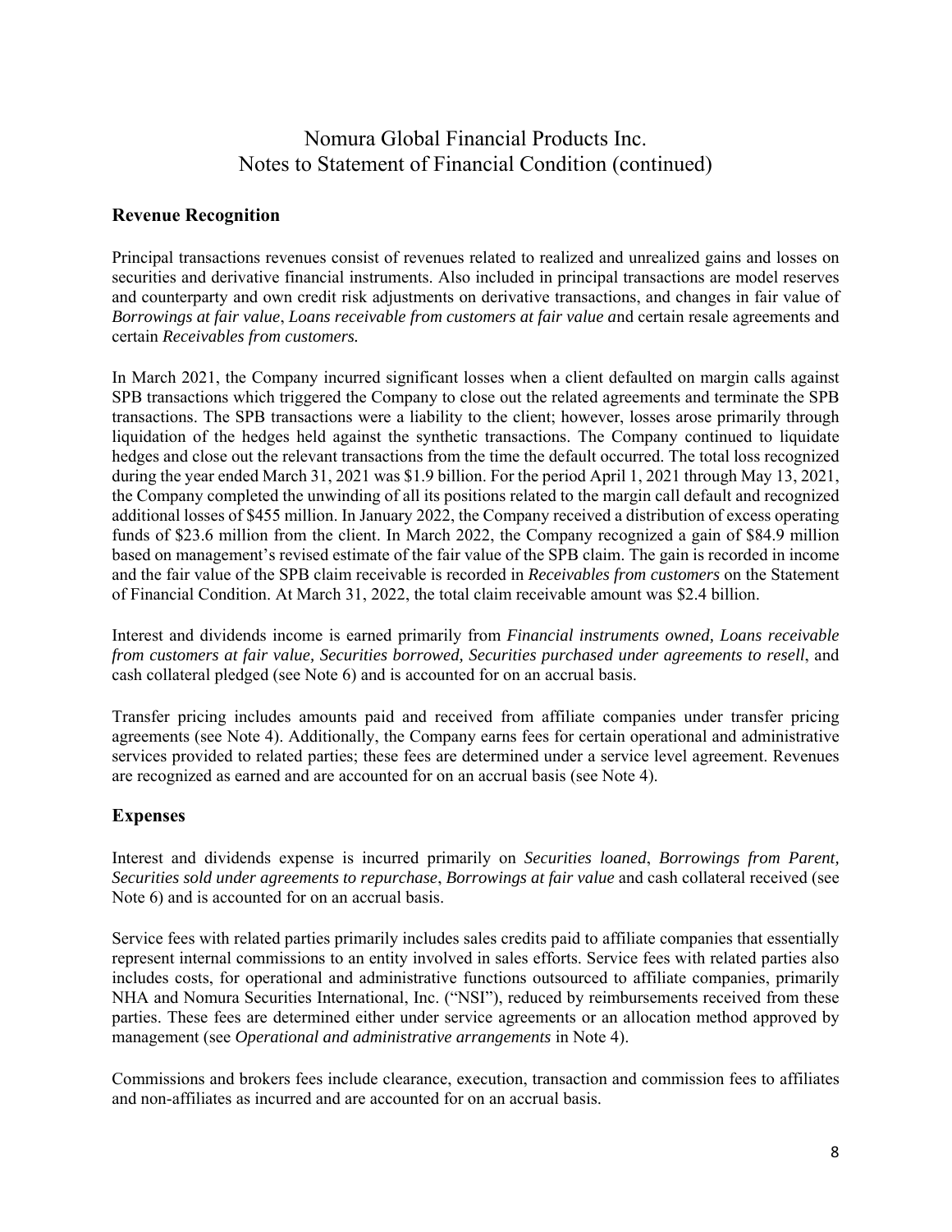## Revenue Recognition

Principal transactions revenues consist of revenues related to realized and unrealized gains and losses on securities and derivative financial instruments. Also included in principal transactions are model reserves and counterparty and own credit risk adjustments on derivative transactions, and changes in fair value of *Borrowings at fair value*, *Loans receivable from customers at fair value a*nd certain resale agreements and certain *Receivables from customers.*

In March 2021, the Company incurred significant losses when a client defaulted on margin calls against SPB transactions which triggered the Company to close out the related agreements and terminate the SPB transactions. The SPB transactions were a liability to the client; however, losses arose primarily through liquidation of the hedges held against the synthetic transactions. The Company continued to liquidate hedges and close out the relevant transactions from the time the default occurred. The total loss recognized during the year ended March 31, 2021 was $1.9 billion. For the period April 1, 2021 through May 13, 2021, the Company completed the unwinding of all its positions related to the margin call default and recognized additional losses of $455 million. In January 2022, the Company received a distribution of excess operating funds of $23.6 million from the client. In March 2022, the Company recognized a gain of $84.9 million based on management's revised estimate of the fair value of the SPB claim. The gain is recorded in income and the fair value of the SPB claim receivable is recorded in *Receivables from customers* on the Statement of Financial Condition. At March 31, 2022, the total claim receivable amount was $2.4 billion.

Interest and dividends income is earned primarily from *Financial instruments owned, Loans receivable from customers at fair value, Securities borrowed, Securities purchased under agreements to resell*, and cash collateral pledged (see Note 6) and is accounted for on an accrual basis.

Transfer pricing includes amounts paid and received from affiliate companies under transfer pricing agreements (see Note 4). Additionally, the Company earns fees for certain operational and administrative services provided to related parties; these fees are determined under a service level agreement. Revenues are recognized as earned and are accounted for on an accrual basis (see Note 4).

## Expenses

Interest and dividends expense is incurred primarily on *Securities loaned*, *Borrowings from Parent, Securities sold under agreements to repurchase*, *Borrowings at fair value* and cash collateral received (see Note 6) and is accounted for on an accrual basis.

Service fees with related parties primarily includes sales credits paid to affiliate companies that essentially represent internal commissions to an entity involved in sales efforts. Service fees with related parties also includes costs, for operational and administrative functions outsourced to affiliate companies, primarily NHA and Nomura Securities International, Inc. ("NSI"), reduced by reimbursements received from these parties. These fees are determined either under service agreements or an allocation method approved by management (see *Operational and administrative arrangements* in Note 4).

Commissions and brokers fees include clearance, execution, transaction and commission fees to affiliates and non-affiliates as incurred and are accounted for on an accrual basis.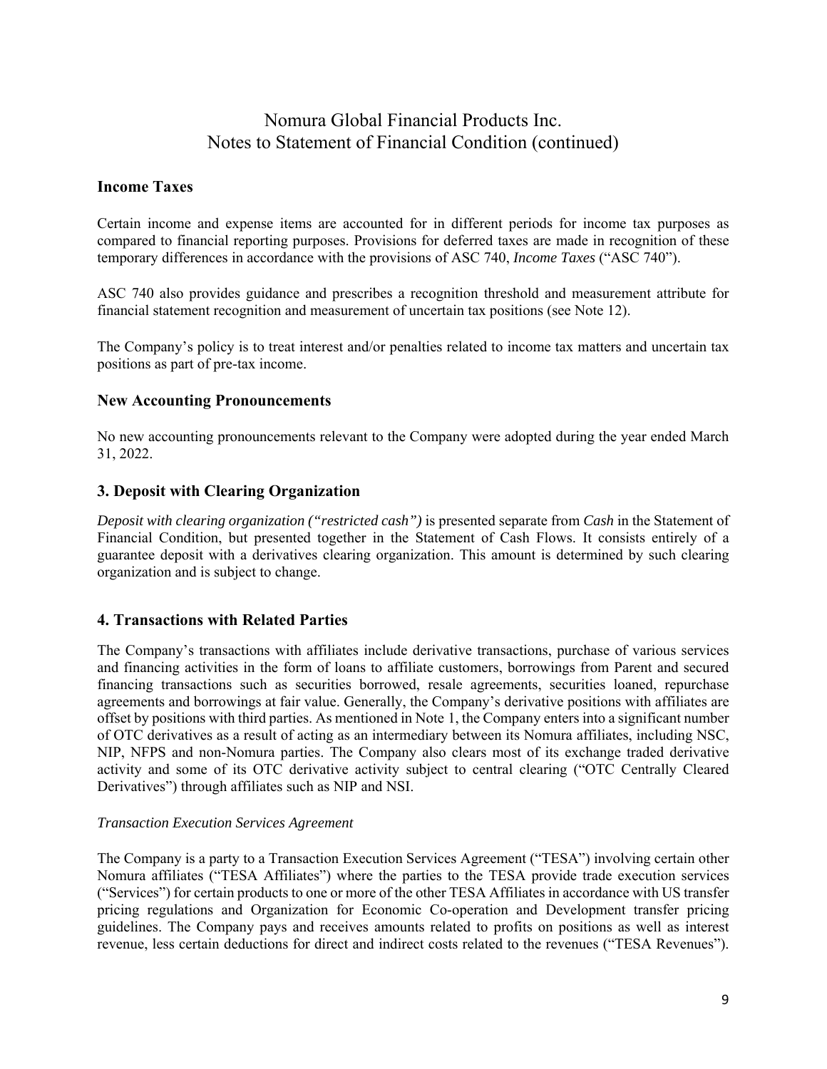## Income Taxes

Certain income and expense items are accounted for in different periods for income tax purposes as compared to financial reporting purposes. Provisions for deferred taxes are made in recognition of these temporary differences in accordance with the provisions of ASC 740, *Income Taxes* ("ASC 740").

ASC 740 also provides guidance and prescribes a recognition threshold and measurement attribute for financial statement recognition and measurement of uncertain tax positions (see Note 12).

The Company's policy is to treat interest and/or penalties related to income tax matters and uncertain tax positions as part of pre-tax income.

## New Accounting Pronouncements

No new accounting pronouncements relevant to the Company were adopted during the year ended March 31, 2022.

## 3. Deposit with Clearing Organization

*Deposit with clearing organization ("restricted cash")* is presented separate from *Cash* in the Statement of Financial Condition, but presented together in the Statement of Cash Flows. It consists entirely of a guarantee deposit with a derivatives clearing organization. This amount is determined by such clearing organization and is subject to change.

## 4. Transactions with Related Parties

The Company's transactions with affiliates include derivative transactions, purchase of various services and financing activities in the form of loans to affiliate customers, borrowings from Parent and secured financing transactions such as securities borrowed, resale agreements, securities loaned, repurchase agreements and borrowings at fair value. Generally, the Company's derivative positions with affiliates are offset by positions with third parties. As mentioned in Note 1, the Company enters into a significant number of OTC derivatives as a result of acting as an intermediary between its Nomura affiliates, including NSC, NIP, NFPS and non-Nomura parties. The Company also clears most of its exchange traded derivative activity and some of its OTC derivative activity subject to central clearing ("OTC Centrally Cleared Derivatives") through affiliates such as NIP and NSI.

*Transaction Execution Services Agreement*

The Company is a party to a Transaction Execution Services Agreement ("TESA") involving certain other Nomura affiliates ("TESA Affiliates") where the parties to the TESA provide trade execution services ("Services") for certain products to one or more of the other TESA Affiliates in accordance with US transfer pricing regulations and Organization for Economic Co-operation and Development transfer pricing guidelines. The Company pays and receives amounts related to profits on positions as well as interest revenue, less certain deductions for direct and indirect costs related to the revenues ("TESA Revenues").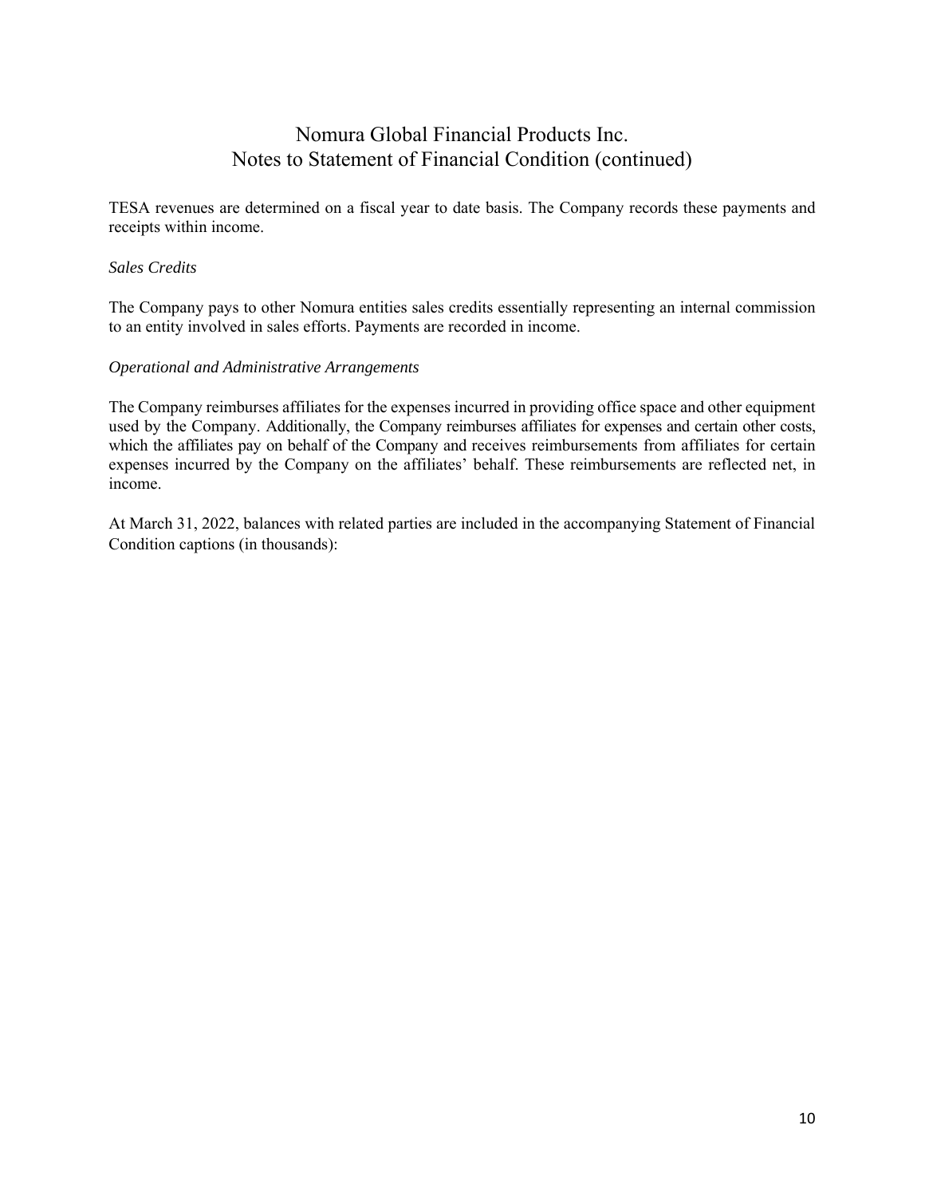TESA revenues are determined on a fiscal year to date basis. The Company records these payments and receipts within income.

*Sales Credits*

The Company pays to other Nomura entities sales credits essentially representing an internal commission to an entity involved in sales efforts. Payments are recorded in income.

*Operational and Administrative Arrangements*

The Company reimburses affiliates for the expenses incurred in providing office space and other equipment used by the Company. Additionally, the Company reimburses affiliates for expenses and certain other costs, which the affiliates pay on behalf of the Company and receives reimbursements from affiliates for certain expenses incurred by the Company on the affiliates' behalf. These reimbursements are reflected net, in income.

At March 31, 2022, balances with related parties are included in the accompanying Statement of Financial Condition captions (in thousands):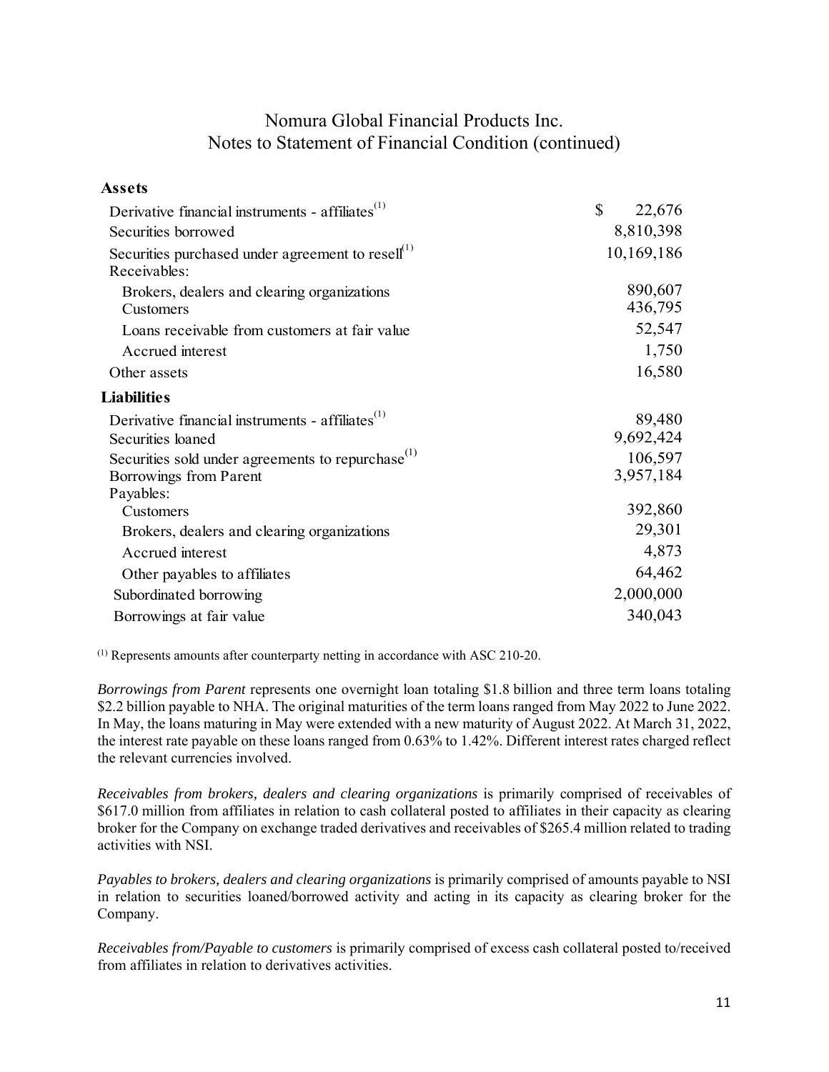| | |
|---|---|
| **Assets** | |
| Derivative financial instruments - affiliates[(1)] | $ 22,676 |
| Securities borrowed | 8,810,398 |
| Securities purchased under agreement to resell[(1)] | 10,169,186 |
| Receivables: | |
| Brokers, dealers and clearing organizations | 890,607 |
| Customers | 436,795 |
| Loans receivable from customers at fair value | 52,547 |
| Accrued interest | 1,750 |
| Other assets | 16,580 |
| **Liabilities** | |
| Derivative financial instruments - affiliates[(1)] | 89,480 |
| Securities loaned | 9,692,424 |
| Securities sold under agreements to repurchase[(1)] | 106,597 |
| Borrowings from Parent | 3,957,184 |
| Payables: | |
| Customers | 392,860 |
| Brokers, dealers and clearing organizations | 29,301 |
| Accrued interest | 4,873 |
| Other payables to affiliates | 64,462 |
| Subordinated borrowing | 2,000,000 |
| Borrowings at fair value | 340,043 |

[(1)] Represents amounts after counterparty netting in accordance with ASC 210-20.

*Borrowings from Parent* represents one overnight loan totaling $1.8 billion and three term loans totaling $2.2 billion payable to NHA. The original maturities of the term loans ranged from May 2022 to June 2022. In May, the loans maturing in May were extended with a new maturity of August 2022. At March 31, 2022, the interest rate payable on these loans ranged from 0.63% to 1.42%. Different interest rates charged reflect the relevant currencies involved.

*Receivables from brokers, dealers and clearing organizations* is primarily comprised of receivables of $617.0 million from affiliates in relation to cash collateral posted to affiliates in their capacity as clearing broker for the Company on exchange traded derivatives and receivables of $265.4 million related to trading activities with NSI.

*Payables to brokers, dealers and clearing organizations* is primarily comprised of amounts payable to NSI in relation to securities loaned/borrowed activity and acting in its capacity as clearing broker for the Company.

*Receivables from/Payable to customers* is primarily comprised of excess cash collateral posted to/received from affiliates in relation to derivatives activities.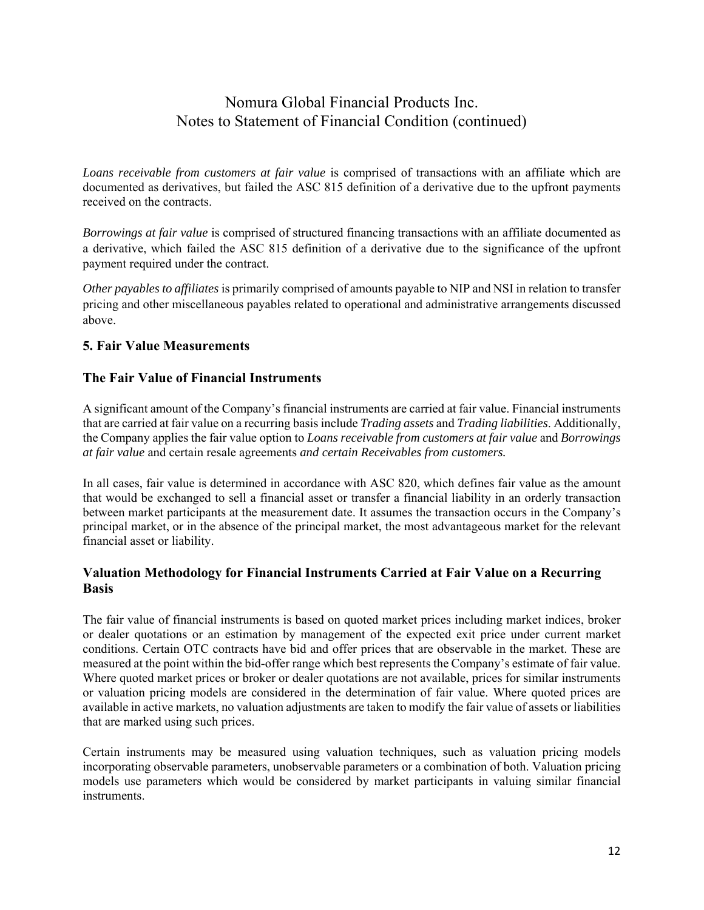*Loans receivable from customers at fair value* is comprised of transactions with an affiliate which are documented as derivatives, but failed the ASC 815 definition of a derivative due to the upfront payments received on the contracts.

*Borrowings at fair value* is comprised of structured financing transactions with an affiliate documented as a derivative, which failed the ASC 815 definition of a derivative due to the significance of the upfront payment required under the contract.

*Other payables to affiliates* is primarily comprised of amounts payable to NIP and NSI in relation to transfer pricing and other miscellaneous payables related to operational and administrative arrangements discussed above.

## 5. Fair Value Measurements

### The Fair Value of Financial Instruments

A significant amount of the Company's financial instruments are carried at fair value. Financial instruments that are carried at fair value on a recurring basis include *Trading assets* and *Trading liabilities*. Additionally, the Company applies the fair value option to *Loans receivable from customers at fair value* and *Borrowings at fair value* and certain resale agreements *and certain Receivables from customers.*

In all cases, fair value is determined in accordance with ASC 820, which defines fair value as the amount that would be exchanged to sell a financial asset or transfer a financial liability in an orderly transaction between market participants at the measurement date. It assumes the transaction occurs in the Company's principal market, or in the absence of the principal market, the most advantageous market for the relevant financial asset or liability.

### Valuation Methodology for Financial Instruments Carried at Fair Value on a Recurring Basis

The fair value of financial instruments is based on quoted market prices including market indices, broker or dealer quotations or an estimation by management of the expected exit price under current market conditions. Certain OTC contracts have bid and offer prices that are observable in the market. These are measured at the point within the bid-offer range which best represents the Company's estimate of fair value. Where quoted market prices or broker or dealer quotations are not available, prices for similar instruments or valuation pricing models are considered in the determination of fair value. Where quoted prices are available in active markets, no valuation adjustments are taken to modify the fair value of assets or liabilities that are marked using such prices.

Certain instruments may be measured using valuation techniques, such as valuation pricing models incorporating observable parameters, unobservable parameters or a combination of both. Valuation pricing models use parameters which would be considered by market participants in valuing similar financial instruments.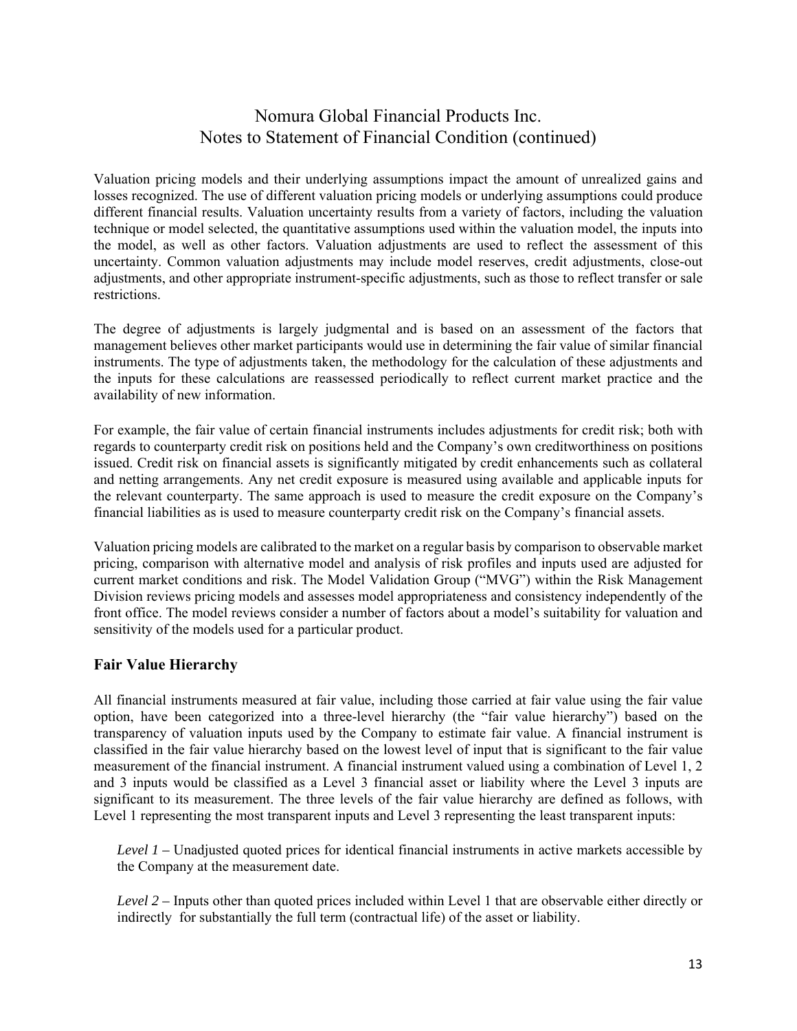Valuation pricing models and their underlying assumptions impact the amount of unrealized gains and losses recognized. The use of different valuation pricing models or underlying assumptions could produce different financial results. Valuation uncertainty results from a variety of factors, including the valuation technique or model selected, the quantitative assumptions used within the valuation model, the inputs into the model, as well as other factors. Valuation adjustments are used to reflect the assessment of this uncertainty. Common valuation adjustments may include model reserves, credit adjustments, close-out adjustments, and other appropriate instrument-specific adjustments, such as those to reflect transfer or sale restrictions.

The degree of adjustments is largely judgmental and is based on an assessment of the factors that management believes other market participants would use in determining the fair value of similar financial instruments. The type of adjustments taken, the methodology for the calculation of these adjustments and the inputs for these calculations are reassessed periodically to reflect current market practice and the availability of new information.

For example, the fair value of certain financial instruments includes adjustments for credit risk; both with regards to counterparty credit risk on positions held and the Company's own creditworthiness on positions issued. Credit risk on financial assets is significantly mitigated by credit enhancements such as collateral and netting arrangements. Any net credit exposure is measured using available and applicable inputs for the relevant counterparty. The same approach is used to measure the credit exposure on the Company's financial liabilities as is used to measure counterparty credit risk on the Company's financial assets.

Valuation pricing models are calibrated to the market on a regular basis by comparison to observable market pricing, comparison with alternative model and analysis of risk profiles and inputs used are adjusted for current market conditions and risk. The Model Validation Group ("MVG") within the Risk Management Division reviews pricing models and assesses model appropriateness and consistency independently of the front office. The model reviews consider a number of factors about a model's suitability for valuation and sensitivity of the models used for a particular product.

## Fair Value Hierarchy

All financial instruments measured at fair value, including those carried at fair value using the fair value option, have been categorized into a three-level hierarchy (the "fair value hierarchy") based on the transparency of valuation inputs used by the Company to estimate fair value. A financial instrument is classified in the fair value hierarchy based on the lowest level of input that is significant to the fair value measurement of the financial instrument. A financial instrument valued using a combination of Level 1, 2 and 3 inputs would be classified as a Level 3 financial asset or liability where the Level 3 inputs are significant to its measurement. The three levels of the fair value hierarchy are defined as follows, with Level 1 representing the most transparent inputs and Level 3 representing the least transparent inputs:

*Level 1* – Unadjusted quoted prices for identical financial instruments in active markets accessible by the Company at the measurement date.

*Level 2* – Inputs other than quoted prices included within Level 1 that are observable either directly or indirectly for substantially the full term (contractual life) of the asset or liability.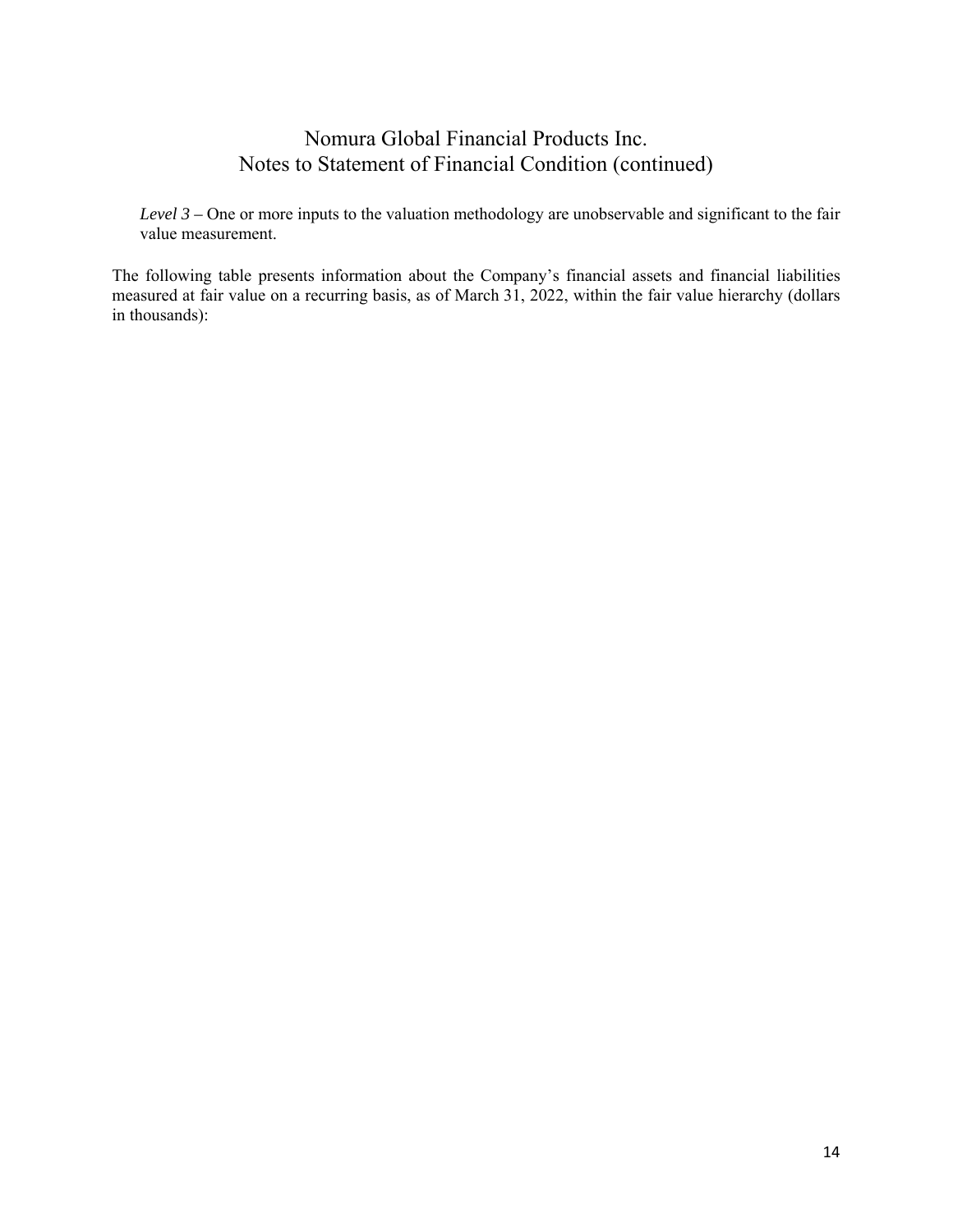*Level 3* – One or more inputs to the valuation methodology are unobservable and significant to the fair value measurement.

The following table presents information about the Company's financial assets and financial liabilities measured at fair value on a recurring basis, as of March 31, 2022, within the fair value hierarchy (dollars in thousands):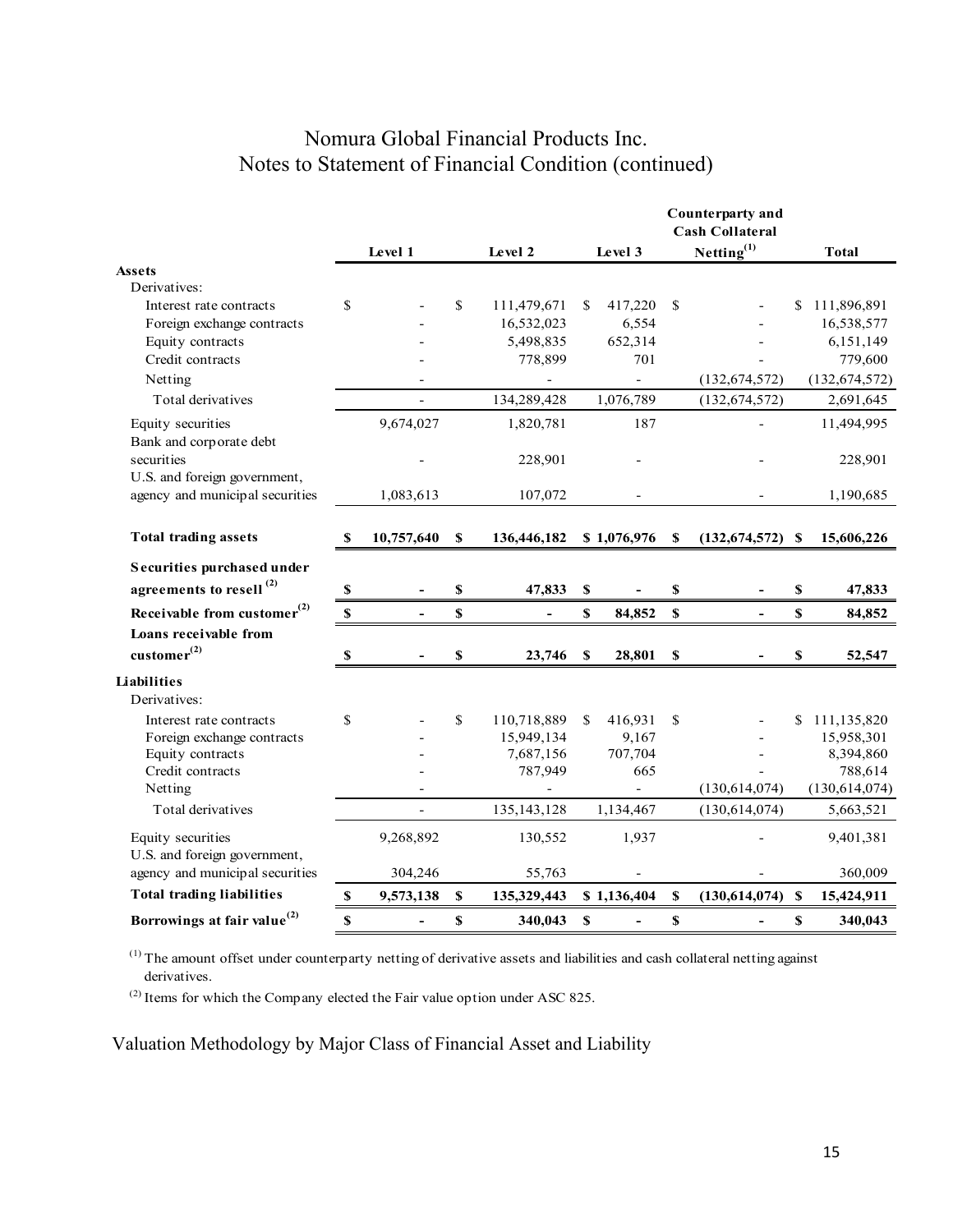# Nomura Global Financial Products Inc.
## Notes to Statement of Financial Condition (continued)

| | Level 1 | Level 2 | Level 3 | Counterparty and Cash Collateral Netting[(1)] | Total |
|---|---|---|---|---|---|
| **Assets** | | | | | |
| Derivatives: | | | | | |
| Interest rate contracts | $ - | $ 111,479,671 | $ 417,220 | $ - | $ 111,896,891 |
| Foreign exchange contracts | - | 16,532,023 | 6,554 | - | 16,538,577 |
| Equity contracts | - | 5,498,835 | 652,314 | - | 6,151,149 |
| Credit contracts | - | 778,899 | 701 | - | 779,600 |
| Netting | - | - | - | (132,674,572) | (132,674,572) |
| Total derivatives | - | 134,289,428 | 1,076,789 | (132,674,572) | 2,691,645 |
| Equity securities | 9,674,027 | 1,820,781 | 187 | - | 11,494,995 |
| Bank and corporate debt securities | - | 228,901 | - | - | 228,901 |
| U.S. and foreign government, agency and municipal securities | 1,083,613 | 107,072 | - | - | 1,190,685 |
| **Total trading assets** | **$ 10,757,640** | **$ 136,446,182** | **$ 1,076,976** | **$ (132,674,572)** | **$ 15,606,226** |
| **Securities purchased under agreements to resell [(2)]** | **$ -** | **$ 47,833** | **$ -** | **$ -** | **$ 47,833** |
| **Receivable from customer[(2)]** | **$ -** | **$ -** | **$ 84,852** | **$ -** | **$ 84,852** |
| **Loans receivable from customer[(2)]** | **$ -** | **$ 23,746** | **$ 28,801** | **$ -** | **$ 52,547** |
| **Liabilities** | | | | | |
| Derivatives: | | | | | |
| Interest rate contracts | $ - | $ 110,718,889 | $ 416,931 | $ - | $ 111,135,820 |
| Foreign exchange contracts | - | 15,949,134 | 9,167 | - | 15,958,301 |
| Equity contracts | - | 7,687,156 | 707,704 | - | 8,394,860 |
| Credit contracts | - | 787,949 | 665 | - | 788,614 |
| Netting | - | - | - | (130,614,074) | (130,614,074) |
| Total derivatives | - | 135,143,128 | 1,134,467 | (130,614,074) | 5,663,521 |
| Equity securities | 9,268,892 | 130,552 | 1,937 | - | 9,401,381 |
| U.S. and foreign government, agency and municipal securities | 304,246 | 55,763 | - | - | 360,009 |
| **Total trading liabilities** | **$ 9,573,138** | **$ 135,329,443** | **$ 1,136,404** | **$ (130,614,074)** | **$ 15,424,911** |
| **Borrowings at fair value[(2)]** | **$ -** | **$ 340,043** | **$ -** | **$ -** | **$ 340,043** |

[(1)] The amount offset under counterparty netting of derivative assets and liabilities and cash collateral netting against derivatives.

[(2)] Items for which the Company elected the Fair value option under ASC 825.

Valuation Methodology by Major Class of Financial Asset and Liability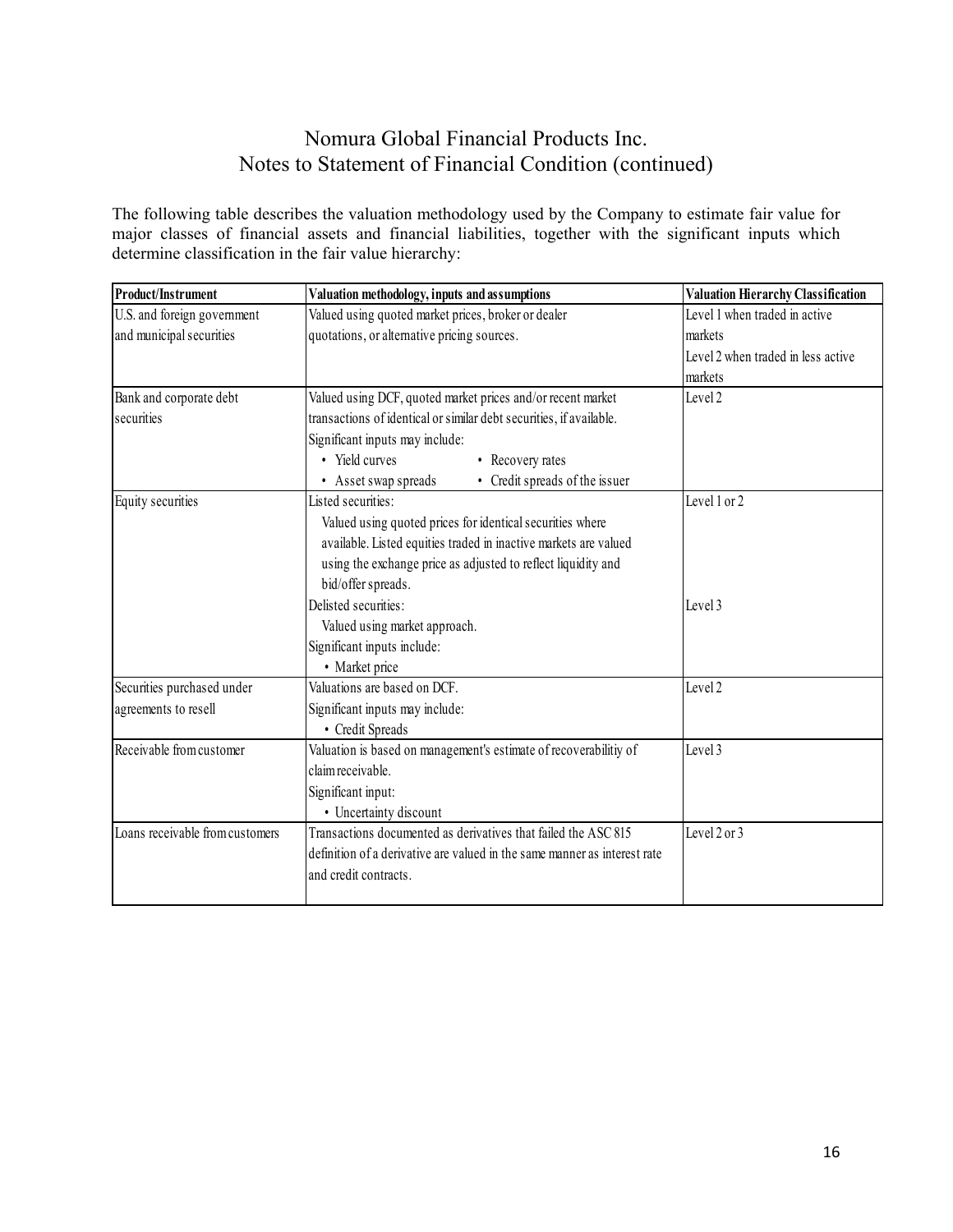# Nomura Global Financial Products Inc.
## Notes to Statement of Financial Condition (continued)

The following table describes the valuation methodology used by the Company to estimate fair value for major classes of financial assets and financial liabilities, together with the significant inputs which determine classification in the fair value hierarchy:

| **Product/Instrument** | **Valuation methodology, inputs and assumptions** | **Valuation Hierarchy Classification** |
|---|---|---|
| U.S. and foreign government and municipal securities | Valued using quoted market prices, broker or dealer quotations, or alternative pricing sources. | Level 1 when traded in active markets<br>Level 2 when traded in less active markets |
| Bank and corporate debt securities | Valued using DCF, quoted market prices and/or recent market transactions of identical or similar debt securities, if available.<br>Significant inputs may include:<br>• Yield curves • Recovery rates<br>• Asset swap spreads • Credit spreads of the issuer | Level 2 |
| Equity securities | Listed securities:<br>Valued using quoted prices for identical securities where available. Listed equities traded in inactive markets are valued using the exchange price as adjusted to reflect liquidity and bid/offer spreads. | Level 1 or 2 |
| | Delisted securities:<br>Valued using market approach.<br>Significant inputs include:<br>• Market price | Level 3 |
| Securities purchased under agreements to resell | Valuations are based on DCF.<br>Significant inputs may include:<br>• Credit Spreads | Level 2 |
| Receivable from customer | Valuation is based on management's estimate of recoverabilitiy of claim receivable.<br>Significant input:<br>• Uncertainty discount | Level 3 |
| Loans receivable from customers | Transactions documented as derivatives that failed the ASC 815 definition of a derivative are valued in the same manner as interest rate and credit contracts. | Level 2 or 3 |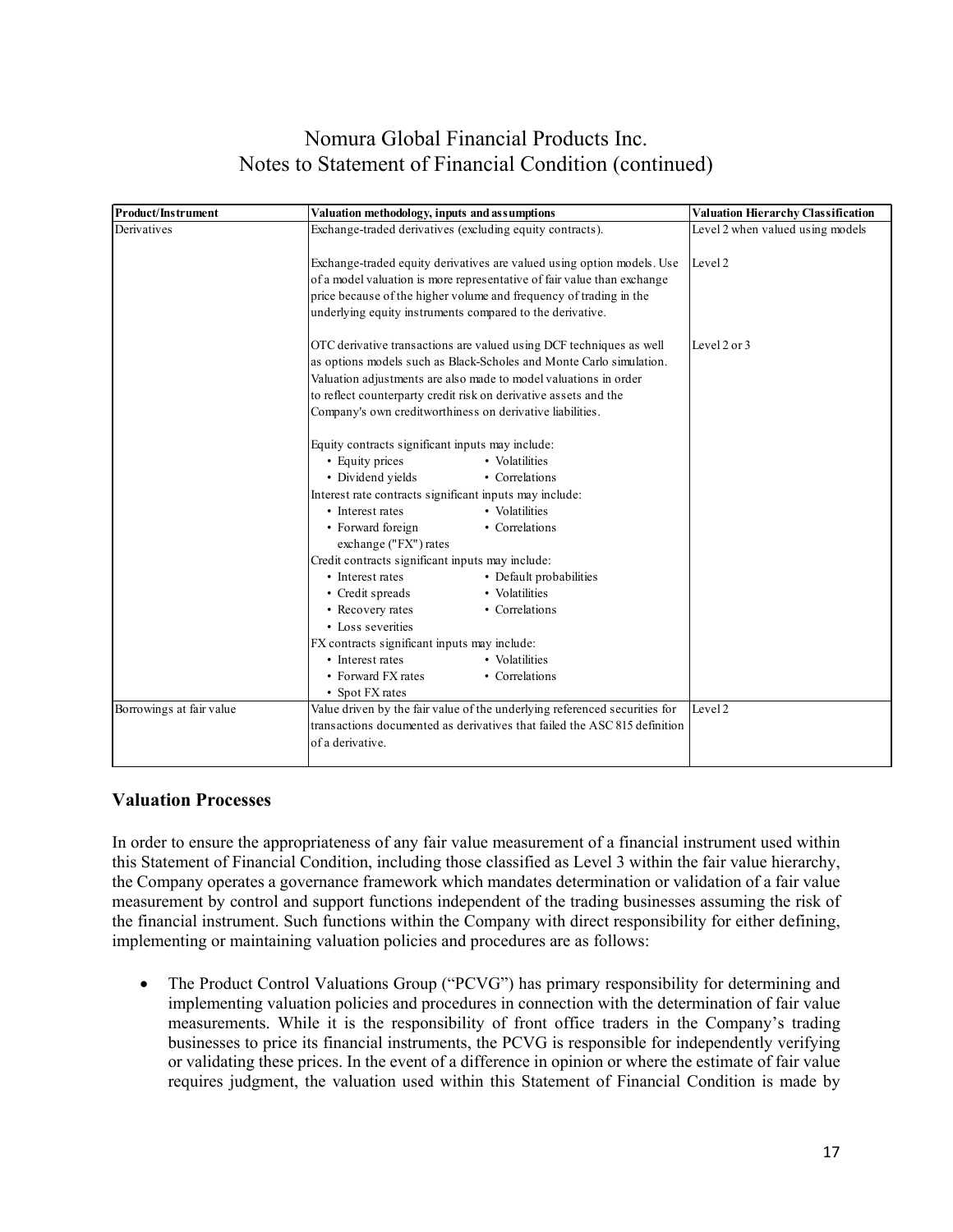# Nomura Global Financial Products Inc.
# Notes to Statement of Financial Condition (continued)

| Product/Instrument | Valuation methodology, inputs and assumptions | Valuation Hierarchy Classification |
|---|---|---|
| Derivatives | Exchange-traded derivatives (excluding equity contracts). | Level 2 when valued using models |
| | Exchange-traded equity derivatives are valued using option models. Use of a model valuation is more representative of fair value than exchange price because of the higher volume and frequency of trading in the underlying equity instruments compared to the derivative. | Level 2 |
| | OTC derivative transactions are valued using DCF techniques as well as options models such as Black-Scholes and Monte Carlo simulation. Valuation adjustments are also made to model valuations in order to reflect counterparty credit risk on derivative assets and the Company's own creditworthiness on derivative liabilities.<br><br>Equity contracts significant inputs may include:<br>• Equity prices • Volatilities<br>• Dividend yields • Correlations<br>Interest rate contracts significant inputs may include:<br>• Interest rates • Volatilities<br>• Forward foreign exchange ("FX") rates • Correlations<br>Credit contracts significant inputs may include:<br>• Interest rates • Default probabilities<br>• Credit spreads • Volatilities<br>• Recovery rates • Correlations<br>• Loss severities<br>FX contracts significant inputs may include:<br>• Interest rates • Volatilities<br>• Forward FX rates • Correlations<br>• Spot FX rates | Level 2 or 3 |
| Borrowings at fair value | Value driven by the fair value of the underlying referenced securities for transactions documented as derivatives that failed the ASC 815 definition of a derivative. | Level 2 |

## Valuation Processes

In order to ensure the appropriateness of any fair value measurement of a financial instrument used within this Statement of Financial Condition, including those classified as Level 3 within the fair value hierarchy, the Company operates a governance framework which mandates determination or validation of a fair value measurement by control and support functions independent of the trading businesses assuming the risk of the financial instrument. Such functions within the Company with direct responsibility for either defining, implementing or maintaining valuation policies and procedures are as follows:

- The Product Control Valuations Group ("PCVG") has primary responsibility for determining and implementing valuation policies and procedures in connection with the determination of fair value measurements. While it is the responsibility of front office traders in the Company's trading businesses to price its financial instruments, the PCVG is responsible for independently verifying or validating these prices. In the event of a difference in opinion or where the estimate of fair value requires judgment, the valuation used within this Statement of Financial Condition is made by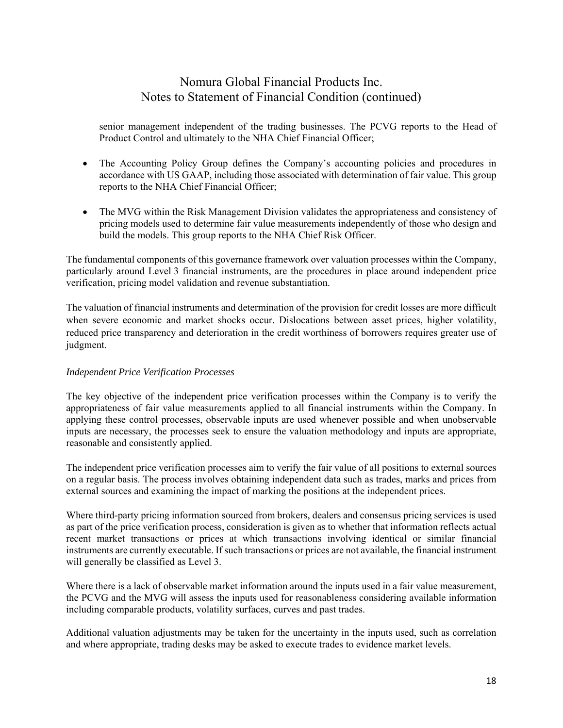senior management independent of the trading businesses. The PCVG reports to the Head of Product Control and ultimately to the NHA Chief Financial Officer;

- The Accounting Policy Group defines the Company's accounting policies and procedures in accordance with US GAAP, including those associated with determination of fair value. This group reports to the NHA Chief Financial Officer;

- The MVG within the Risk Management Division validates the appropriateness and consistency of pricing models used to determine fair value measurements independently of those who design and build the models. This group reports to the NHA Chief Risk Officer.

The fundamental components of this governance framework over valuation processes within the Company, particularly around Level 3 financial instruments, are the procedures in place around independent price verification, pricing model validation and revenue substantiation.

The valuation of financial instruments and determination of the provision for credit losses are more difficult when severe economic and market shocks occur. Dislocations between asset prices, higher volatility, reduced price transparency and deterioration in the credit worthiness of borrowers requires greater use of judgment.

*Independent Price Verification Processes*

The key objective of the independent price verification processes within the Company is to verify the appropriateness of fair value measurements applied to all financial instruments within the Company. In applying these control processes, observable inputs are used whenever possible and when unobservable inputs are necessary, the processes seek to ensure the valuation methodology and inputs are appropriate, reasonable and consistently applied.

The independent price verification processes aim to verify the fair value of all positions to external sources on a regular basis. The process involves obtaining independent data such as trades, marks and prices from external sources and examining the impact of marking the positions at the independent prices.

Where third-party pricing information sourced from brokers, dealers and consensus pricing services is used as part of the price verification process, consideration is given as to whether that information reflects actual recent market transactions or prices at which transactions involving identical or similar financial instruments are currently executable. If such transactions or prices are not available, the financial instrument will generally be classified as Level 3.

Where there is a lack of observable market information around the inputs used in a fair value measurement, the PCVG and the MVG will assess the inputs used for reasonableness considering available information including comparable products, volatility surfaces, curves and past trades.

Additional valuation adjustments may be taken for the uncertainty in the inputs used, such as correlation and where appropriate, trading desks may be asked to execute trades to evidence market levels.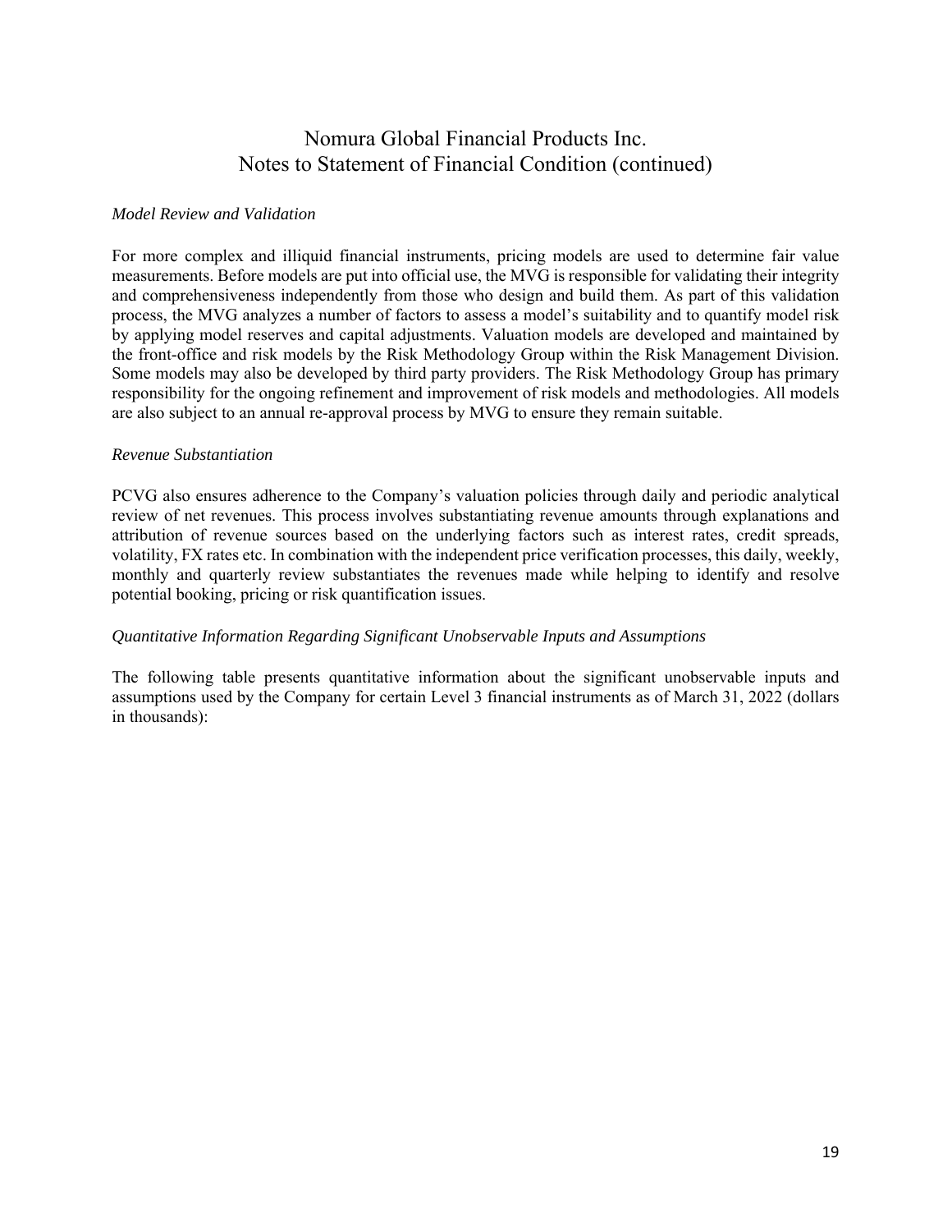*Model Review and Validation*

For more complex and illiquid financial instruments, pricing models are used to determine fair value measurements. Before models are put into official use, the MVG is responsible for validating their integrity and comprehensiveness independently from those who design and build them. As part of this validation process, the MVG analyzes a number of factors to assess a model's suitability and to quantify model risk by applying model reserves and capital adjustments. Valuation models are developed and maintained by the front-office and risk models by the Risk Methodology Group within the Risk Management Division. Some models may also be developed by third party providers. The Risk Methodology Group has primary responsibility for the ongoing refinement and improvement of risk models and methodologies. All models are also subject to an annual re-approval process by MVG to ensure they remain suitable.

*Revenue Substantiation*

PCVG also ensures adherence to the Company's valuation policies through daily and periodic analytical review of net revenues. This process involves substantiating revenue amounts through explanations and attribution of revenue sources based on the underlying factors such as interest rates, credit spreads, volatility, FX rates etc. In combination with the independent price verification processes, this daily, weekly, monthly and quarterly review substantiates the revenues made while helping to identify and resolve potential booking, pricing or risk quantification issues.

*Quantitative Information Regarding Significant Unobservable Inputs and Assumptions*

The following table presents quantitative information about the significant unobservable inputs and assumptions used by the Company for certain Level 3 financial instruments as of March 31, 2022 (dollars in thousands):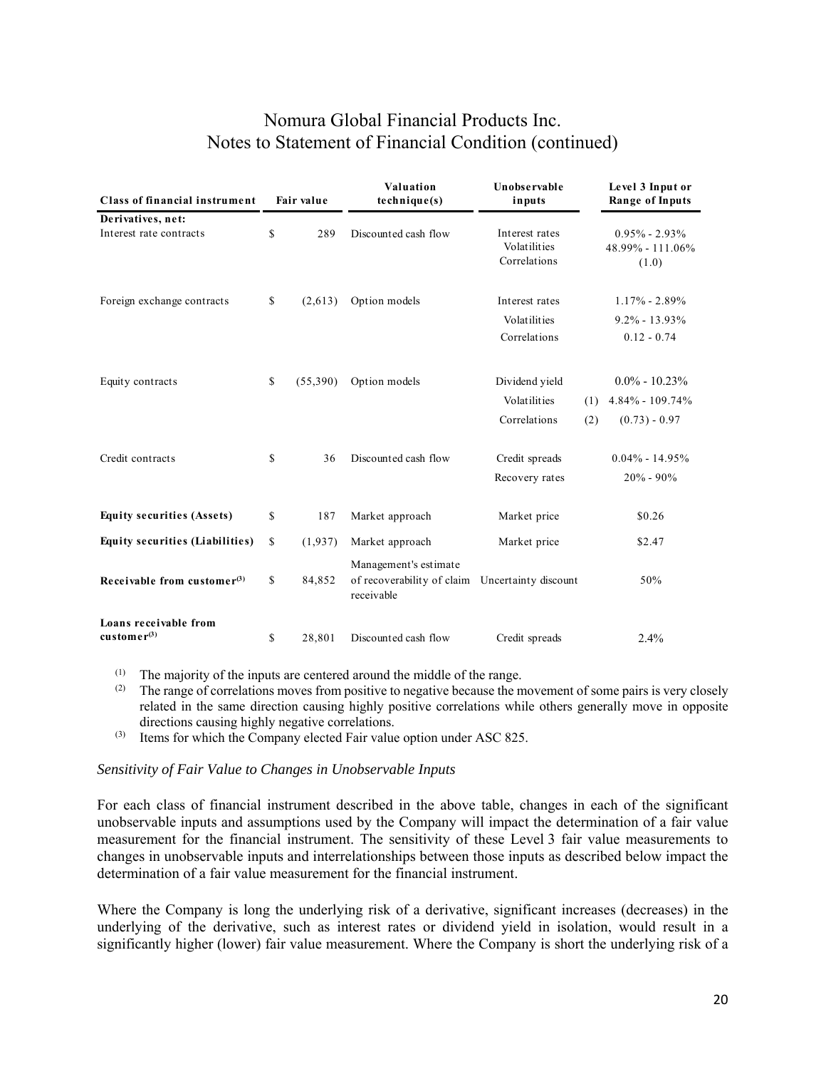# Nomura Global Financial Products Inc.
## Notes to Statement of Financial Condition (continued)

| Class of financial instrument | Fair value | Valuation technique(s) | Unobservable inputs | Level 3 Input or Range of Inputs |
|---|---|---|---|---|
| **Derivatives, net:** | | | | |
| Interest rate contracts | $ 289 | Discounted cash flow | Interest rates<br>Volatilities<br>Correlations | 0.95% - 2.93%<br>48.99% - 111.06%<br>(1.0) |
| Foreign exchange contracts | $ (2,613) | Option models | Interest rates<br>Volatilities<br>Correlations | 1.17% - 2.89%<br>9.2% - 13.93%<br>0.12 - 0.74 |
| Equity contracts | $ (55,390) | Option models | Dividend yield<br>Volatilities<br>Correlations | 0.0% - 10.23%<br>(1) 4.84% - 109.74%<br>(2) (0.73) - 0.97 |
| Credit contracts | $ 36 | Discounted cash flow | Credit spreads<br>Recovery rates | 0.04% - 14.95%<br>20% - 90% |
| **Equity securities (Assets)** | $ 187 | Market approach | Market price | $0.26 |
| **Equity securities (Liabilities)** | $ (1,937) | Market approach | Market price | $2.47 |
| **Receivable from customer[(3)]** | $ 84,852 | Management's estimate of recoverability of claim receivable | Uncertainty discount | 50% |
| **Loans receivable from customer[(3)]** | $ 28,801 | Discounted cash flow | Credit spreads | 2.4% |

(1) The majority of the inputs are centered around the middle of the range.

(2) The range of correlations moves from positive to negative because the movement of some pairs is very closely related in the same direction causing highly positive correlations while others generally move in opposite directions causing highly negative correlations.

(3) Items for which the Company elected Fair value option under ASC 825.

*Sensitivity of Fair Value to Changes in Unobservable Inputs*

For each class of financial instrument described in the above table, changes in each of the significant unobservable inputs and assumptions used by the Company will impact the determination of a fair value measurement for the financial instrument. The sensitivity of these Level 3 fair value measurements to changes in unobservable inputs and interrelationships between those inputs as described below impact the determination of a fair value measurement for the financial instrument.

Where the Company is long the underlying risk of a derivative, significant increases (decreases) in the underlying of the derivative, such as interest rates or dividend yield in isolation, would result in a significantly higher (lower) fair value measurement. Where the Company is short the underlying risk of a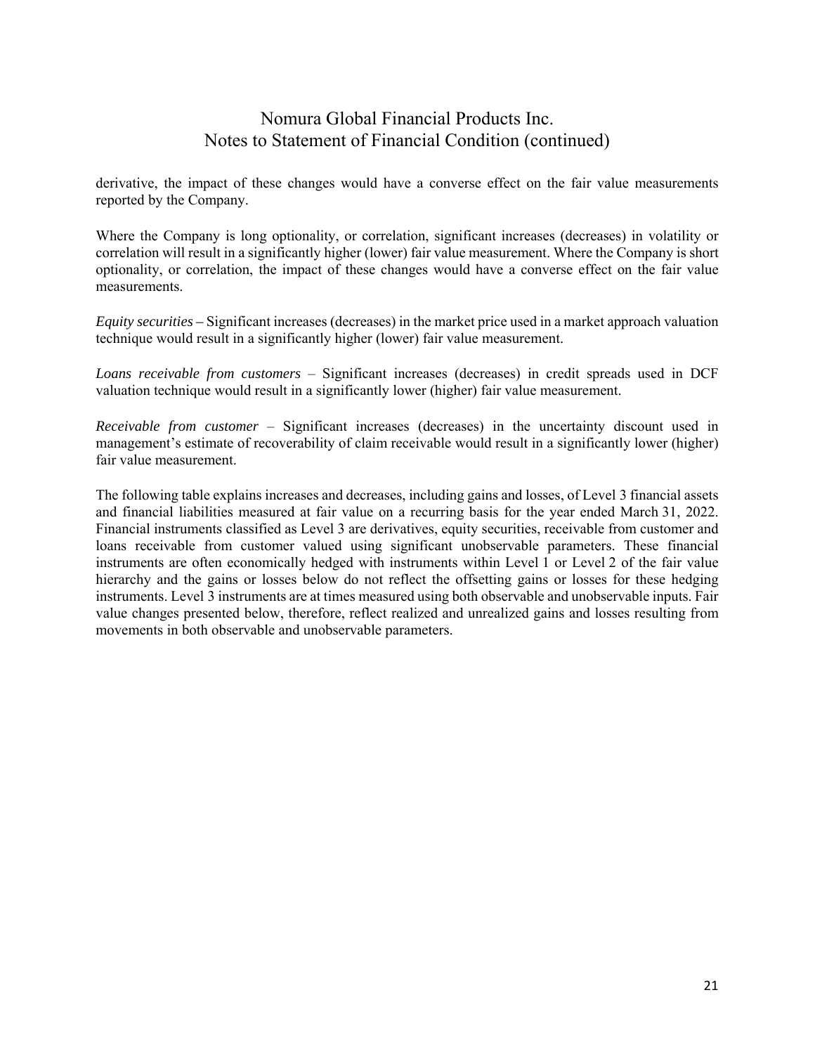derivative, the impact of these changes would have a converse effect on the fair value measurements reported by the Company.

Where the Company is long optionality, or correlation, significant increases (decreases) in volatility or correlation will result in a significantly higher (lower) fair value measurement. Where the Company is short optionality, or correlation, the impact of these changes would have a converse effect on the fair value measurements.

*Equity securities* **–** Significant increases (decreases) in the market price used in a market approach valuation technique would result in a significantly higher (lower) fair value measurement.

*Loans receivable from customers* – Significant increases (decreases) in credit spreads used in DCF valuation technique would result in a significantly lower (higher) fair value measurement.

*Receivable from customer* – Significant increases (decreases) in the uncertainty discount used in management's estimate of recoverability of claim receivable would result in a significantly lower (higher) fair value measurement.

The following table explains increases and decreases, including gains and losses, of Level 3 financial assets and financial liabilities measured at fair value on a recurring basis for the year ended March 31, 2022. Financial instruments classified as Level 3 are derivatives, equity securities, receivable from customer and loans receivable from customer valued using significant unobservable parameters. These financial instruments are often economically hedged with instruments within Level 1 or Level 2 of the fair value hierarchy and the gains or losses below do not reflect the offsetting gains or losses for these hedging instruments. Level 3 instruments are at times measured using both observable and unobservable inputs. Fair value changes presented below, therefore, reflect realized and unrealized gains and losses resulting from movements in both observable and unobservable parameters.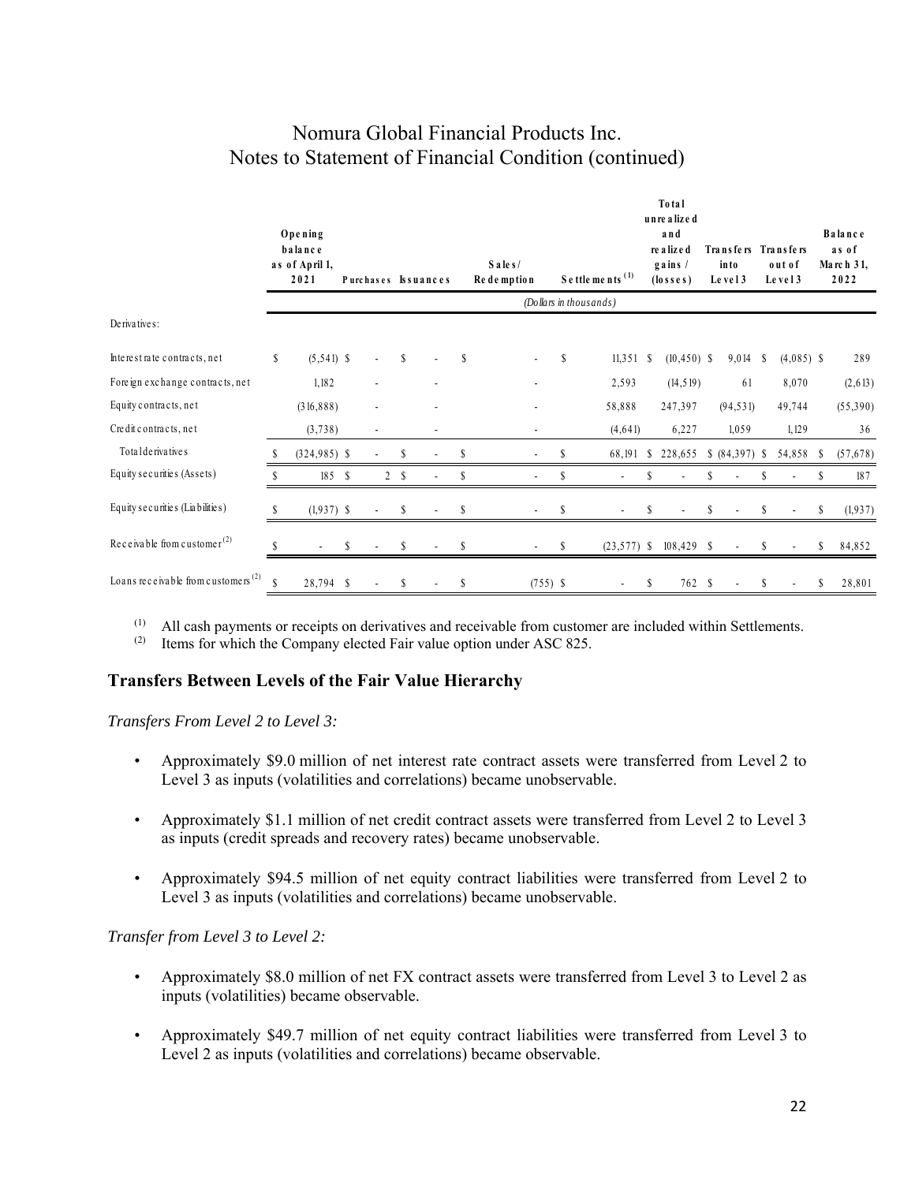# Nomura Global Financial Products Inc.
# Notes to Statement of Financial Condition (continued)

| | Opening balance as of April 1, 2021 | Purchases | Issuances | Sales/ Redemption | Settlements [1] | Total unrealized and realized gains / (losses) | Transfers into Level 3 | Transfers out of Level 3 | Balance as of March 31, 2022 |
|---|---|---|---|---|---|---|---|---|---|
| | *(Dollars in thousands)* | | | | | | | | |
| Derivatives: | | | | | | | | | |
| Interest rate contracts, net | $ (5,541) | $ - | $ - | $ - | $ 11,351 | $ (10,450) | $ 9,014 | $ (4,085) | $ 289 |
| Foreign exchange contracts, net | 1,182 | - | - | - | 2,593 | (14,519) | 61 | 8,070 | (2,613) |
| Equity contracts, net | (316,888) | - | - | - | 58,888 | 247,397 | (94,531) | 49,744 | (55,390) |
| Credit contracts, net | (3,738) | - | - | - | (4,641) | 6,227 | 1,059 | 1,129 | 36 |
| Total derivatives | $ (324,985) | $ - | $ - | $ - | $ 68,191 | $ 228,655 | $ (84,397) | $ 54,858 | $ (57,678) |
| Equity securities (Assets) | $ 185 | $ 2 | $ - | $ - | $ - | $ - | $ - | $ - | $ 187 |
| Equity securities (Liabilities) | $ (1,937) | $ - | $ - | $ - | $ - | $ - | $ - | $ - | $ (1,937) |
| Receivable from customer [2] | $ - | $ - | $ - | $ - | $ (23,577) | $ 108,429 | $ - | $ - | $ 84,852 |
| Loans receivable from customers [2] | $ 28,794 | $ - | $ - | $ (755) | $ - | $ 762 | $ - | $ - | $ 28,801 |

(1) All cash payments or receipts on derivatives and receivable from customer are included within Settlements.
(2) Items for which the Company elected Fair value option under ASC 825.

## Transfers Between Levels of the Fair Value Hierarchy

*Transfers From Level 2 to Level 3:*

- Approximately $9.0 million of net interest rate contract assets were transferred from Level 2 to Level 3 as inputs (volatilities and correlations) became unobservable.
- Approximately $1.1 million of net credit contract assets were transferred from Level 2 to Level 3 as inputs (credit spreads and recovery rates) became unobservable.
- Approximately $94.5 million of net equity contract liabilities were transferred from Level 2 to Level 3 as inputs (volatilities and correlations) became unobservable.

*Transfer from Level 3 to Level 2:*

- Approximately $8.0 million of net FX contract assets were transferred from Level 3 to Level 2 as inputs (volatilities) became observable.
- Approximately $49.7 million of net equity contract liabilities were transferred from Level 3 to Level 2 as inputs (volatilities and correlations) became observable.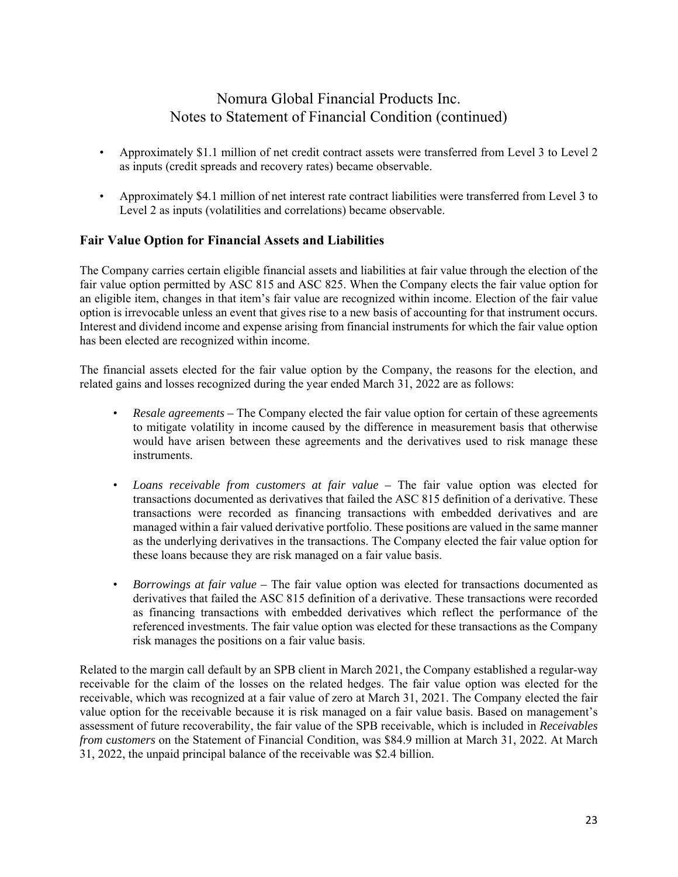- Approximately \$1.1 million of net credit contract assets were transferred from Level 3 to Level 2 as inputs (credit spreads and recovery rates) became observable.

- Approximately \$4.1 million of net interest rate contract liabilities were transferred from Level 3 to Level 2 as inputs (volatilities and correlations) became observable.

## Fair Value Option for Financial Assets and Liabilities

The Company carries certain eligible financial assets and liabilities at fair value through the election of the fair value option permitted by ASC 815 and ASC 825. When the Company elects the fair value option for an eligible item, changes in that item's fair value are recognized within income. Election of the fair value option is irrevocable unless an event that gives rise to a new basis of accounting for that instrument occurs. Interest and dividend income and expense arising from financial instruments for which the fair value option has been elected are recognized within income.

The financial assets elected for the fair value option by the Company, the reasons for the election, and related gains and losses recognized during the year ended March 31, 2022 are as follows:

- *Resale agreements* – The Company elected the fair value option for certain of these agreements to mitigate volatility in income caused by the difference in measurement basis that otherwise would have arisen between these agreements and the derivatives used to risk manage these instruments.

- *Loans receivable from customers at fair value* – The fair value option was elected for transactions documented as derivatives that failed the ASC 815 definition of a derivative. These transactions were recorded as financing transactions with embedded derivatives and are managed within a fair valued derivative portfolio. These positions are valued in the same manner as the underlying derivatives in the transactions. The Company elected the fair value option for these loans because they are risk managed on a fair value basis.

- *Borrowings at fair value* – The fair value option was elected for transactions documented as derivatives that failed the ASC 815 definition of a derivative. These transactions were recorded as financing transactions with embedded derivatives which reflect the performance of the referenced investments. The fair value option was elected for these transactions as the Company risk manages the positions on a fair value basis.

Related to the margin call default by an SPB client in March 2021, the Company established a regular-way receivable for the claim of the losses on the related hedges. The fair value option was elected for the receivable, which was recognized at a fair value of zero at March 31, 2021. The Company elected the fair value option for the receivable because it is risk managed on a fair value basis. Based on management's assessment of future recoverability, the fair value of the SPB receivable, which is included in *Receivables from customers* on the Statement of Financial Condition, was \$84.9 million at March 31, 2022. At March 31, 2022, the unpaid principal balance of the receivable was \$2.4 billion.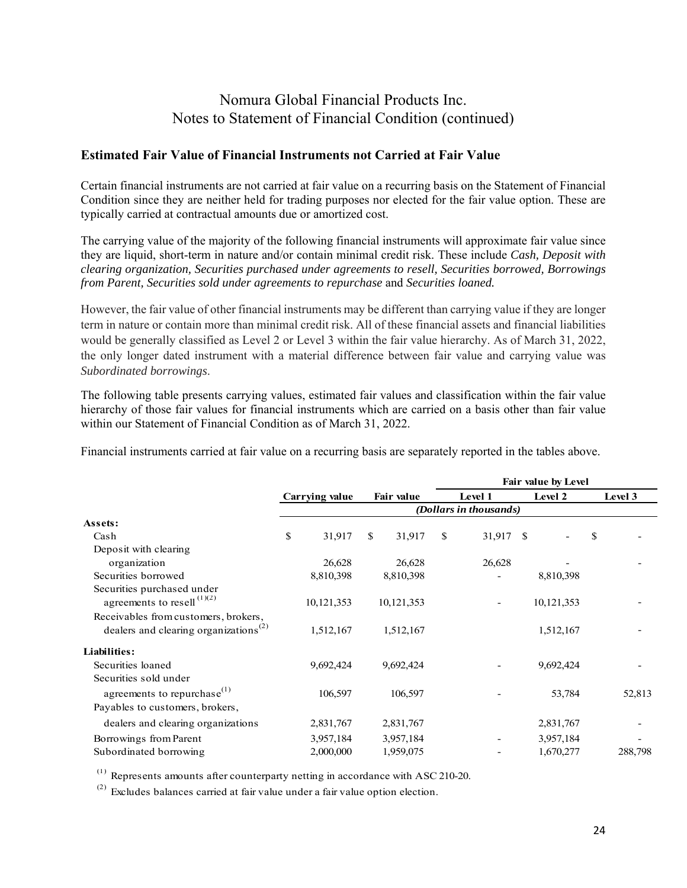## Estimated Fair Value of Financial Instruments not Carried at Fair Value

Certain financial instruments are not carried at fair value on a recurring basis on the Statement of Financial Condition since they are neither held for trading purposes nor elected for the fair value option. These are typically carried at contractual amounts due or amortized cost.

The carrying value of the majority of the following financial instruments will approximate fair value since they are liquid, short-term in nature and/or contain minimal credit risk. These include *Cash, Deposit with clearing organization, Securities purchased under agreements to resell, Securities borrowed, Borrowings from Parent, Securities sold under agreements to repurchase* and ***Securities loaned.***

However, the fair value of other financial instruments may be different than carrying value if they are longer term in nature or contain more than minimal credit risk. All of these financial assets and financial liabilities would be generally classified as Level 2 or Level 3 within the fair value hierarchy. As of March 31, 2022, the only longer dated instrument with a material difference between fair value and carrying value was *Subordinated borrowings*.

The following table presents carrying values, estimated fair values and classification within the fair value hierarchy of those fair values for financial instruments which are carried on a basis other than fair value within our Statement of Financial Condition as of March 31, 2022.

Financial instruments carried at fair value on a recurring basis are separately reported in the tables above.

| | | | Fair value by Level | | |
|---|---|---|---|---|---|
| | Carrying value | Fair value | Level 1 | Level 2 | Level 3 |
| | *(Dollars in thousands)* | | | | |
| **Assets:** | | | | | |
| Cash | $ 31,917 | $ 31,917 | $ 31,917 | $ - | $ - |
| Deposit with clearing organization | 26,628 | 26,628 | 26,628 | - | - |
| Securities borrowed | 8,810,398 | 8,810,398 | - | 8,810,398 | |
| Securities purchased under agreements to resell [(1)(2)] | 10,121,353 | 10,121,353 | - | 10,121,353 | - |
| Receivables from customers, brokers, dealers and clearing organizations[(2)] | 1,512,167 | 1,512,167 | | 1,512,167 | - |
| **Liabilities:** | | | | | |
| Securities loaned | 9,692,424 | 9,692,424 | - | 9,692,424 | - |
| Securities sold under agreements to repurchase[(1)] | 106,597 | 106,597 | - | 53,784 | 52,813 |
| Payables to customers, brokers, dealers and clearing organizations | 2,831,767 | 2,831,767 | | 2,831,767 | - |
| Borrowings from Parent | 3,957,184 | 3,957,184 | - | 3,957,184 | - |
| Subordinated borrowing | 2,000,000 | 1,959,075 | - | 1,670,277 | 288,798 |

(1) Represents amounts after counterparty netting in accordance with ASC 210-20.

(2) Excludes balances carried at fair value under a fair value option election.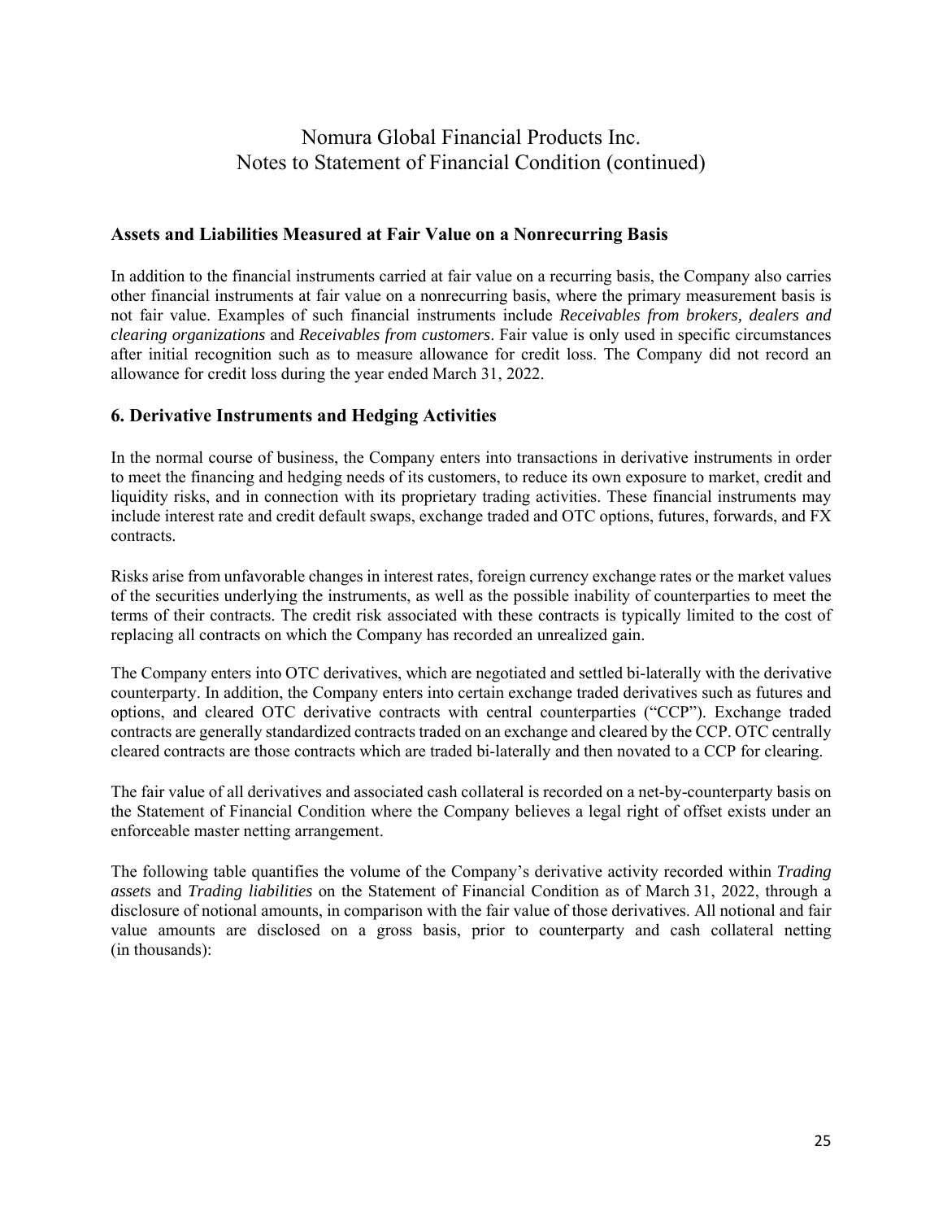## Assets and Liabilities Measured at Fair Value on a Nonrecurring Basis

In addition to the financial instruments carried at fair value on a recurring basis, the Company also carries other financial instruments at fair value on a nonrecurring basis, where the primary measurement basis is not fair value. Examples of such financial instruments include *Receivables from brokers, dealers and clearing organizations* and *Receivables from customers*. Fair value is only used in specific circumstances after initial recognition such as to measure allowance for credit loss. The Company did not record an allowance for credit loss during the year ended March 31, 2022.

## 6. Derivative Instruments and Hedging Activities

In the normal course of business, the Company enters into transactions in derivative instruments in order to meet the financing and hedging needs of its customers, to reduce its own exposure to market, credit and liquidity risks, and in connection with its proprietary trading activities. These financial instruments may include interest rate and credit default swaps, exchange traded and OTC options, futures, forwards, and FX contracts.

Risks arise from unfavorable changes in interest rates, foreign currency exchange rates or the market values of the securities underlying the instruments, as well as the possible inability of counterparties to meet the terms of their contracts. The credit risk associated with these contracts is typically limited to the cost of replacing all contracts on which the Company has recorded an unrealized gain.

The Company enters into OTC derivatives, which are negotiated and settled bi-laterally with the derivative counterparty. In addition, the Company enters into certain exchange traded derivatives such as futures and options, and cleared OTC derivative contracts with central counterparties ("CCP"). Exchange traded contracts are generally standardized contracts traded on an exchange and cleared by the CCP. OTC centrally cleared contracts are those contracts which are traded bi-laterally and then novated to a CCP for clearing.

The fair value of all derivatives and associated cash collateral is recorded on a net-by-counterparty basis on the Statement of Financial Condition where the Company believes a legal right of offset exists under an enforceable master netting arrangement.

The following table quantifies the volume of the Company's derivative activity recorded within *Trading assets* and *Trading liabilities* on the Statement of Financial Condition as of March 31, 2022, through a disclosure of notional amounts, in comparison with the fair value of those derivatives. All notional and fair value amounts are disclosed on a gross basis, prior to counterparty and cash collateral netting (in thousands):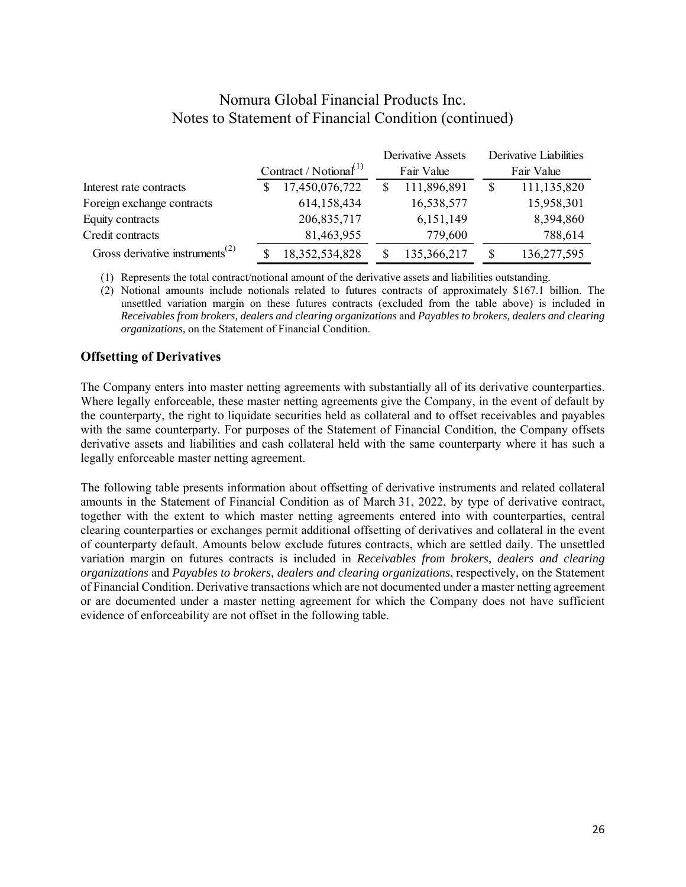# Nomura Global Financial Products Inc.
# Notes to Statement of Financial Condition (continued)

| | Contract / Notional[1] | Derivative Assets Fair Value | Derivative Liabilities Fair Value |
|---|---|---|---|
| Interest rate contracts | $ 17,450,076,722 | $ 111,896,891 | $ 111,135,820 |
| Foreign exchange contracts | 614,158,434 | 16,538,577 | 15,958,301 |
| Equity contracts | 206,835,717 | 6,151,149 | 8,394,860 |
| Credit contracts | 81,463,955 | 779,600 | 788,614 |
| Gross derivative instruments[2] | $ 18,352,534,828 | $ 135,366,217 | $ 136,277,595 |

(1) Represents the total contract/notional amount of the derivative assets and liabilities outstanding.

(2) Notional amounts include notionals related to futures contracts of approximately $167.1 billion. The unsettled variation margin on these futures contracts (excluded from the table above) is included in *Receivables from brokers, dealers and clearing organizations* and *Payables to brokers, dealers and clearing organizations,* on the Statement of Financial Condition.

## Offsetting of Derivatives

The Company enters into master netting agreements with substantially all of its derivative counterparties. Where legally enforceable, these master netting agreements give the Company, in the event of default by the counterparty, the right to liquidate securities held as collateral and to offset receivables and payables with the same counterparty. For purposes of the Statement of Financial Condition, the Company offsets derivative assets and liabilities and cash collateral held with the same counterparty where it has such a legally enforceable master netting agreement.

The following table presents information about offsetting of derivative instruments and related collateral amounts in the Statement of Financial Condition as of March 31, 2022, by type of derivative contract, together with the extent to which master netting agreements entered into with counterparties, central clearing counterparties or exchanges permit additional offsetting of derivatives and collateral in the event of counterparty default. Amounts below exclude futures contracts, which are settled daily. The unsettled variation margin on futures contracts is included in *Receivables from brokers, dealers and clearing organizations* and *Payables to brokers, dealers and clearing organizations*, respectively, on the Statement of Financial Condition. Derivative transactions which are not documented under a master netting agreement or are documented under a master netting agreement for which the Company does not have sufficient evidence of enforceability are not offset in the following table.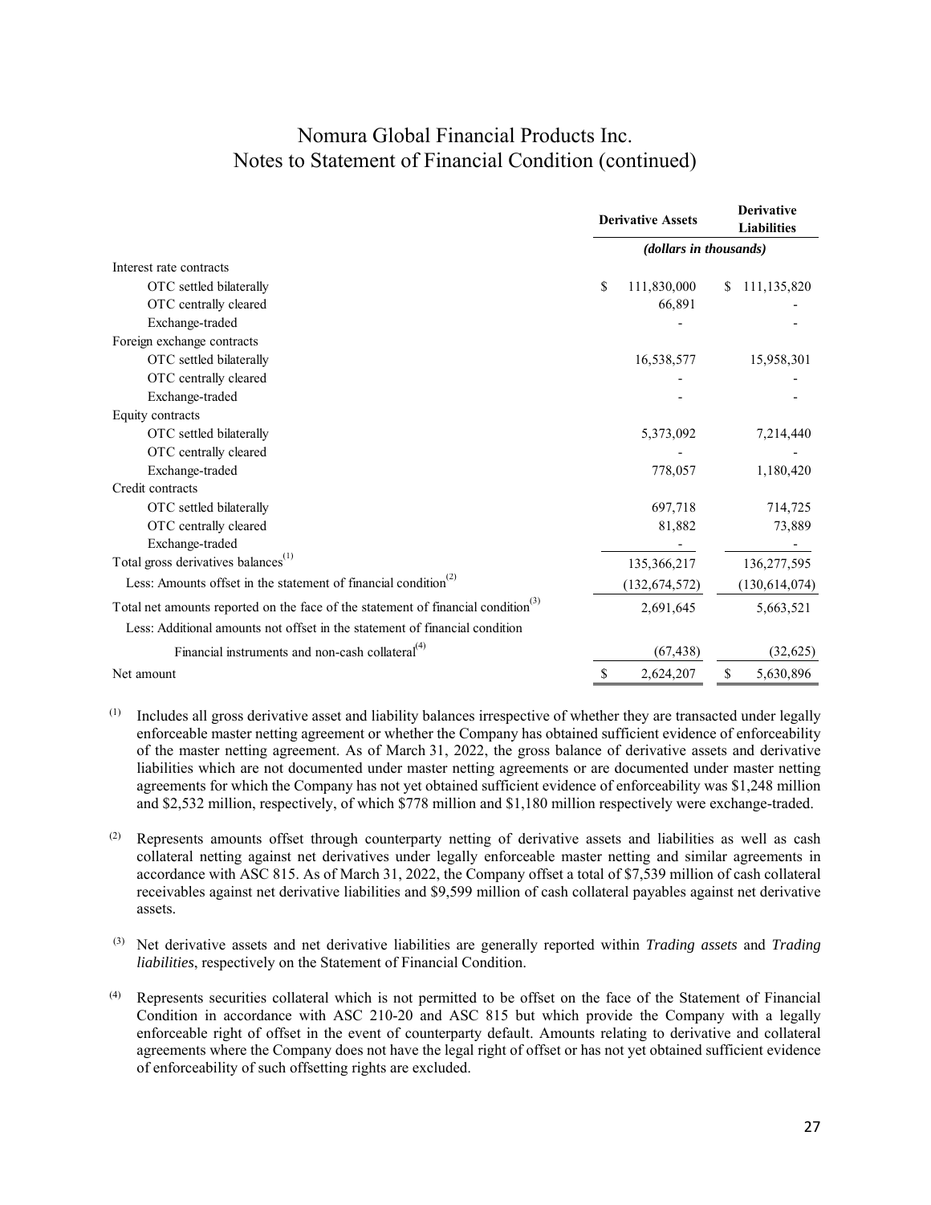# Nomura Global Financial Products Inc.
# Notes to Statement of Financial Condition (continued)

| | Derivative Assets | Derivative Liabilities |
|---|---|---|
| | *(dollars in thousands)* | |
| Interest rate contracts | | |
| OTC settled bilaterally | $ 111,830,000 | $ 111,135,820 |
| OTC centrally cleared | 66,891 | - |
| Exchange-traded | - | - |
| Foreign exchange contracts | | |
| OTC settled bilaterally | 16,538,577 | 15,958,301 |
| OTC centrally cleared | - | - |
| Exchange-traded | - | - |
| Equity contracts | | |
| OTC settled bilaterally | 5,373,092 | 7,214,440 |
| OTC centrally cleared | - | - |
| Exchange-traded | 778,057 | 1,180,420 |
| Credit contracts | | |
| OTC settled bilaterally | 697,718 | 714,725 |
| OTC centrally cleared | 81,882 | 73,889 |
| Exchange-traded | - | - |
| Total gross derivatives balances[(1)] | 135,366,217 | 136,277,595 |
| Less: Amounts offset in the statement of financial condition[(2)] | (132,674,572) | (130,614,074) |
| Total net amounts reported on the face of the statement of financial condition[(3)] | 2,691,645 | 5,663,521 |
| Less: Additional amounts not offset in the statement of financial condition | | |
| Financial instruments and non-cash collateral[(4)] | (67,438) | (32,625) |
| Net amount | $ 2,624,207 | $ 5,630,896 |

(1) Includes all gross derivative asset and liability balances irrespective of whether they are transacted under legally enforceable master netting agreement or whether the Company has obtained sufficient evidence of enforceability of the master netting agreement. As of March 31, 2022, the gross balance of derivative assets and derivative liabilities which are not documented under master netting agreements or are documented under master netting agreements for which the Company has not yet obtained sufficient evidence of enforceability was $1,248 million and $2,532 million, respectively, of which $778 million and $1,180 million respectively were exchange-traded.

(2) Represents amounts offset through counterparty netting of derivative assets and liabilities as well as cash collateral netting against net derivatives under legally enforceable master netting and similar agreements in accordance with ASC 815. As of March 31, 2022, the Company offset a total of $7,539 million of cash collateral receivables against net derivative liabilities and $9,599 million of cash collateral payables against net derivative assets.

(3) Net derivative assets and net derivative liabilities are generally reported within *Trading assets* and *Trading liabilities*, respectively on the Statement of Financial Condition.

(4) Represents securities collateral which is not permitted to be offset on the face of the Statement of Financial Condition in accordance with ASC 210-20 and ASC 815 but which provide the Company with a legally enforceable right of offset in the event of counterparty default. Amounts relating to derivative and collateral agreements where the Company does not have the legal right of offset or has not yet obtained sufficient evidence of enforceability of such offsetting rights are excluded.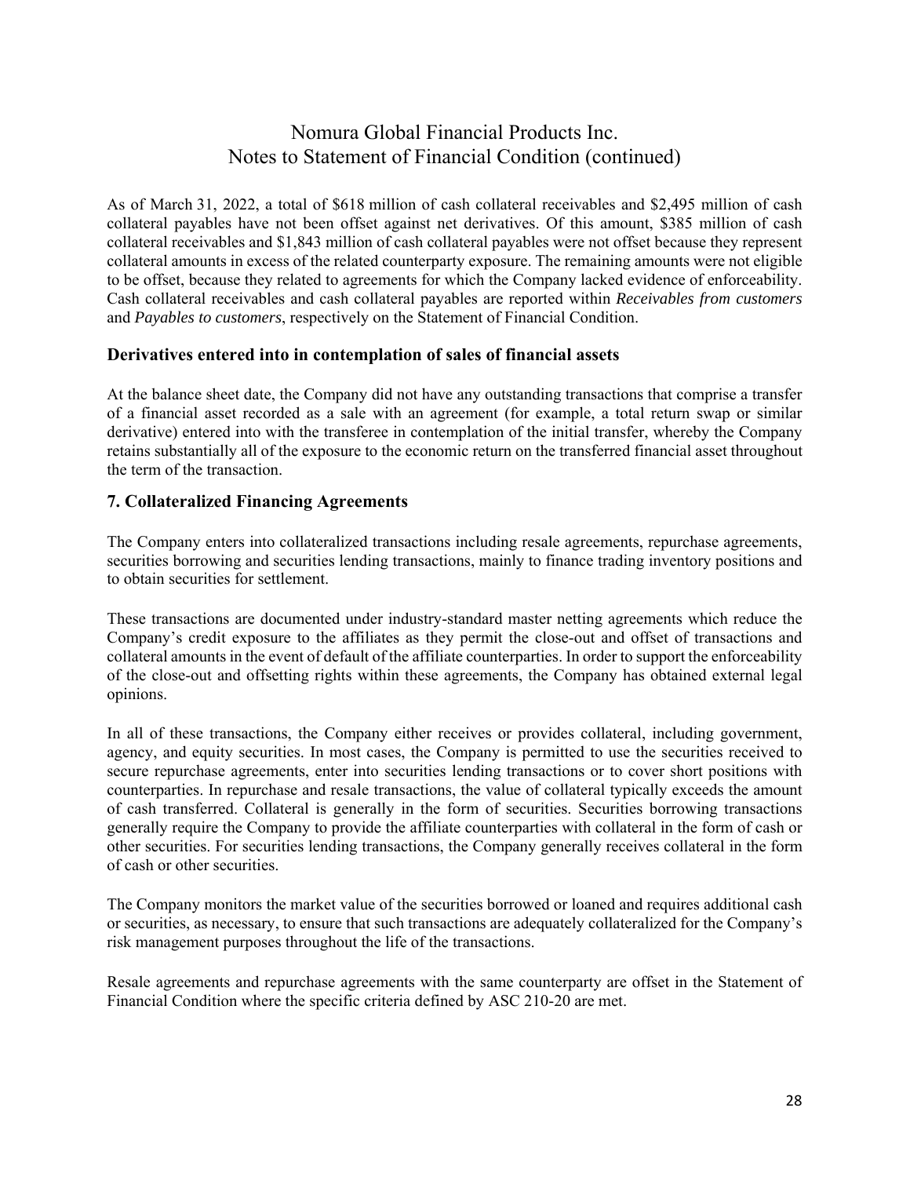As of March 31, 2022, a total of $618 million of cash collateral receivables and $2,495 million of cash collateral payables have not been offset against net derivatives. Of this amount, $385 million of cash collateral receivables and $1,843 million of cash collateral payables were not offset because they represent collateral amounts in excess of the related counterparty exposure. The remaining amounts were not eligible to be offset, because they related to agreements for which the Company lacked evidence of enforceability. Cash collateral receivables and cash collateral payables are reported within *Receivables from customers* and *Payables to customers*, respectively on the Statement of Financial Condition.

### Derivatives entered into in contemplation of sales of financial assets

At the balance sheet date, the Company did not have any outstanding transactions that comprise a transfer of a financial asset recorded as a sale with an agreement (for example, a total return swap or similar derivative) entered into with the transferee in contemplation of the initial transfer, whereby the Company retains substantially all of the exposure to the economic return on the transferred financial asset throughout the term of the transaction.

## 7. Collateralized Financing Agreements

The Company enters into collateralized transactions including resale agreements, repurchase agreements, securities borrowing and securities lending transactions, mainly to finance trading inventory positions and to obtain securities for settlement.

These transactions are documented under industry-standard master netting agreements which reduce the Company's credit exposure to the affiliates as they permit the close-out and offset of transactions and collateral amounts in the event of default of the affiliate counterparties. In order to support the enforceability of the close-out and offsetting rights within these agreements, the Company has obtained external legal opinions.

In all of these transactions, the Company either receives or provides collateral, including government, agency, and equity securities. In most cases, the Company is permitted to use the securities received to secure repurchase agreements, enter into securities lending transactions or to cover short positions with counterparties. In repurchase and resale transactions, the value of collateral typically exceeds the amount of cash transferred. Collateral is generally in the form of securities. Securities borrowing transactions generally require the Company to provide the affiliate counterparties with collateral in the form of cash or other securities. For securities lending transactions, the Company generally receives collateral in the form of cash or other securities.

The Company monitors the market value of the securities borrowed or loaned and requires additional cash or securities, as necessary, to ensure that such transactions are adequately collateralized for the Company's risk management purposes throughout the life of the transactions.

Resale agreements and repurchase agreements with the same counterparty are offset in the Statement of Financial Condition where the specific criteria defined by ASC 210-20 are met.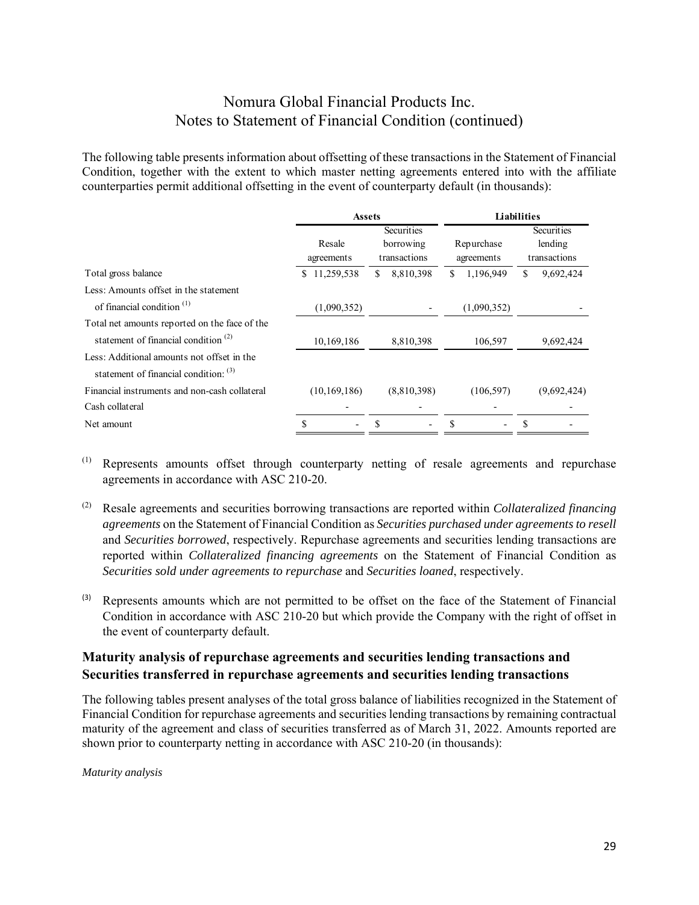# Nomura Global Financial Products Inc.
# Notes to Statement of Financial Condition (continued)

The following table presents information about offsetting of these transactions in the Statement of Financial Condition, together with the extent to which master netting agreements entered into with the affiliate counterparties permit additional offsetting in the event of counterparty default (in thousands):

| | Assets | | Liabilities | |
|---|---|---|---|---|
| | Resale agreements | Securities borrowing transactions | Repurchase agreements | Securities lending transactions |
| Total gross balance | $ 11,259,538 | $ 8,810,398 | $ 1,196,949 | $ 9,692,424 |
| Less: Amounts offset in the statement of financial condition [1] | (1,090,352) | - | (1,090,352) | - |
| Total net amounts reported on the face of the statement of financial condition [2] | 10,169,186 | 8,810,398 | 106,597 | 9,692,424 |
| Less: Additional amounts not offset in the statement of financial condition: [3] | | | | |
| Financial instruments and non-cash collateral | (10,169,186) | (8,810,398) | (106,597) | (9,692,424) |
| Cash collateral | - | - | - | - |
| Net amount | $ - | $ - | $ - | $ - |

(1) Represents amounts offset through counterparty netting of resale agreements and repurchase agreements in accordance with ASC 210-20.

(2) Resale agreements and securities borrowing transactions are reported within *Collateralized financing agreements* on the Statement of Financial Condition as *Securities purchased under agreements to resell* and *Securities borrowed*, respectively. Repurchase agreements and securities lending transactions are reported within *Collateralized financing agreements* on the Statement of Financial Condition as *Securities sold under agreements to repurchase* and *Securities loaned*, respectively.

(3) Represents amounts which are not permitted to be offset on the face of the Statement of Financial Condition in accordance with ASC 210-20 but which provide the Company with the right of offset in the event of counterparty default.

## Maturity analysis of repurchase agreements and securities lending transactions and Securities transferred in repurchase agreements and securities lending transactions

The following tables present analyses of the total gross balance of liabilities recognized in the Statement of Financial Condition for repurchase agreements and securities lending transactions by remaining contractual maturity of the agreement and class of securities transferred as of March 31, 2022. Amounts reported are shown prior to counterparty netting in accordance with ASC 210-20 (in thousands):

*Maturity analysis*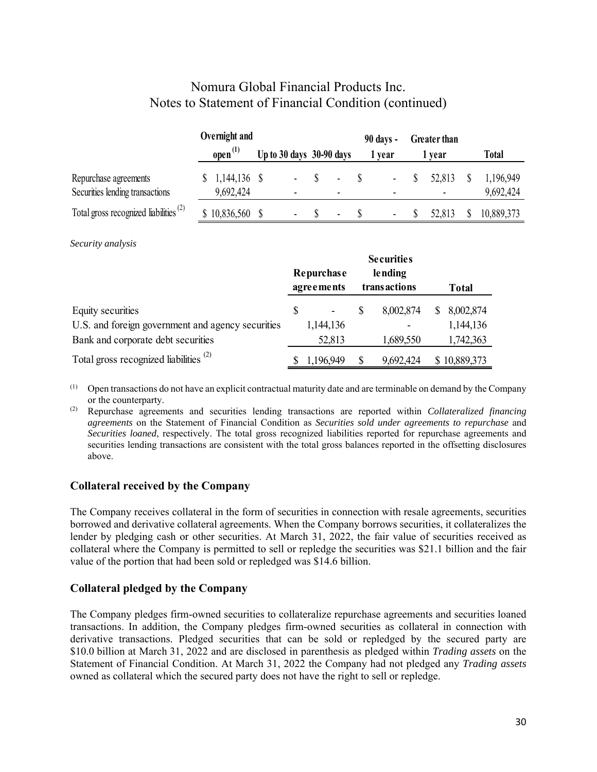# Nomura Global Financial Products Inc.
# Notes to Statement of Financial Condition (continued)

| | Overnight and open [(1)] | Up to 30 days | 30-90 days | 90 days - 1 year | Greater than 1 year | Total |
|---|---|---|---|---|---|---|
| Repurchase agreements | $ 1,144,136 | $ - | $ - | $ - | $ 52,813 | $ 1,196,949 |
| Securities lending transactions | 9,692,424 | - | - | - | - | 9,692,424 |
| Total gross recognized liabilities [(2)] | $ 10,836,560 | $ - | $ - | $ - | $ 52,813 | $ 10,889,373 |

*Security analysis*

| | Repurchase agreements | Securities lending transactions | Total |
|---|---|---|---|
| Equity securities | $ - | $ 8,002,874 | $ 8,002,874 |
| U.S. and foreign government and agency securities | 1,144,136 | - | 1,144,136 |
| Bank and corporate debt securities | 52,813 | 1,689,550 | 1,742,363 |
| Total gross recognized liabilities [(2)] | $ 1,196,949 | $ 9,692,424 | $ 10,889,373 |

(1) Open transactions do not have an explicit contractual maturity date and are terminable on demand by the Company or the counterparty.

(2) Repurchase agreements and securities lending transactions are reported within *Collateralized financing agreements* on the Statement of Financial Condition as *Securities sold under agreements to repurchase* and *Securities loaned*, respectively. The total gross recognized liabilities reported for repurchase agreements and securities lending transactions are consistent with the total gross balances reported in the offsetting disclosures above.

## Collateral received by the Company

The Company receives collateral in the form of securities in connection with resale agreements, securities borrowed and derivative collateral agreements. When the Company borrows securities, it collateralizes the lender by pledging cash or other securities. At March 31, 2022, the fair value of securities received as collateral where the Company is permitted to sell or repledge the securities was $21.1 billion and the fair value of the portion that had been sold or repledged was $14.6 billion.

## Collateral pledged by the Company

The Company pledges firm-owned securities to collateralize repurchase agreements and securities loaned transactions. In addition, the Company pledges firm-owned securities as collateral in connection with derivative transactions. Pledged securities that can be sold or repledged by the secured party are $10.0 billion at March 31, 2022 and are disclosed in parenthesis as pledged within *Trading assets* on the Statement of Financial Condition. At March 31, 2022 the Company had not pledged any *Trading assets* owned as collateral which the secured party does not have the right to sell or repledge.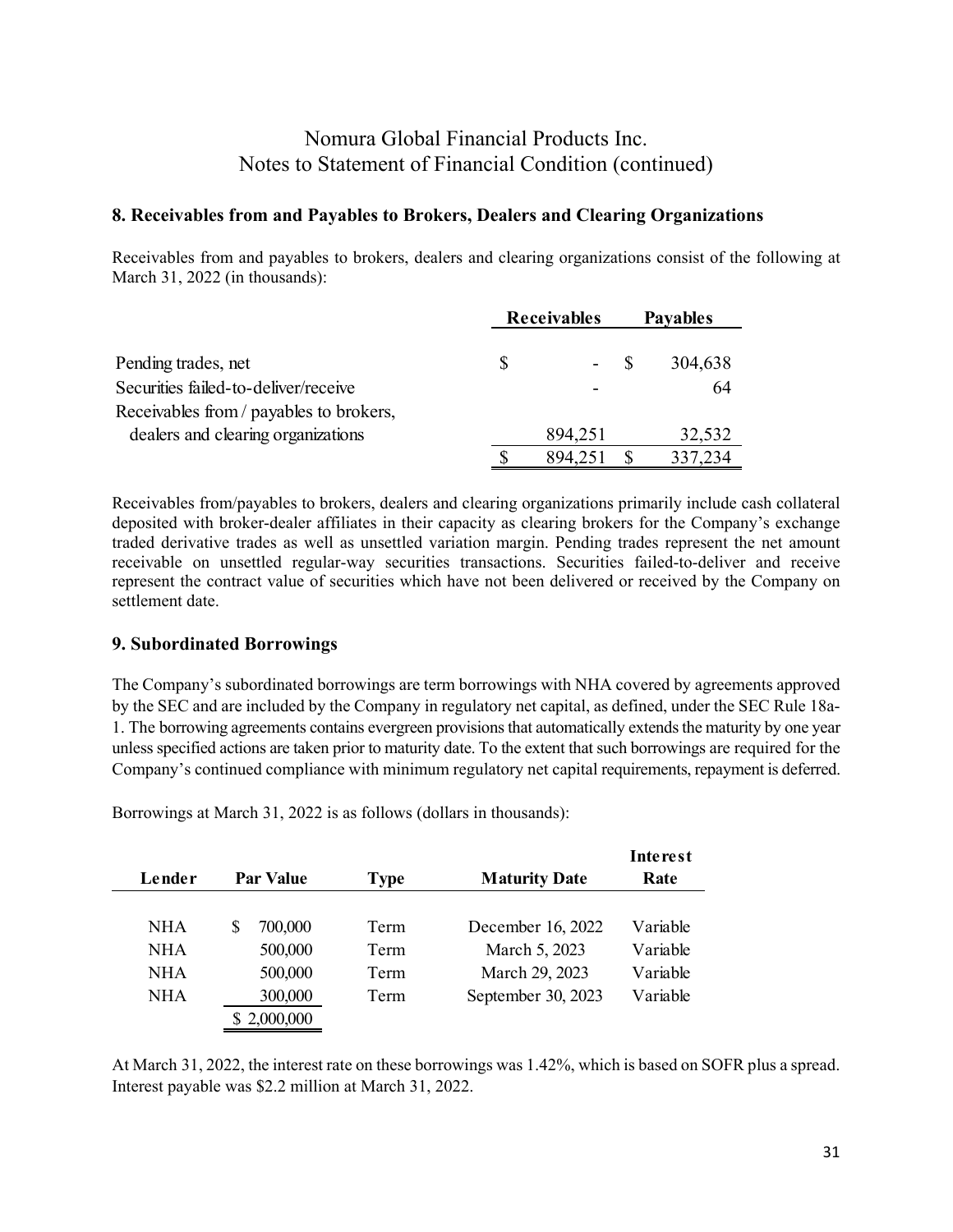# Nomura Global Financial Products Inc.
# Notes to Statement of Financial Condition (continued)

## 8. Receivables from and Payables to Brokers, Dealers and Clearing Organizations

Receivables from and payables to brokers, dealers and clearing organizations consist of the following at March 31, 2022 (in thousands):

| | Receivables | Payables |
|---|---|---|
| Pending trades, net | $ - | $ 304,638 |
| Securities failed-to-deliver/receive | - | 64 |
| Receivables from / payables to brokers, dealers and clearing organizations | 894,251 | 32,532 |
| | $ 894,251 | $ 337,234 |

Receivables from/payables to brokers, dealers and clearing organizations primarily include cash collateral deposited with broker-dealer affiliates in their capacity as clearing brokers for the Company's exchange traded derivative trades as well as unsettled variation margin. Pending trades represent the net amount receivable on unsettled regular-way securities transactions. Securities failed-to-deliver and receive represent the contract value of securities which have not been delivered or received by the Company on settlement date.

## 9. Subordinated Borrowings

The Company's subordinated borrowings are term borrowings with NHA covered by agreements approved by the SEC and are included by the Company in regulatory net capital, as defined, under the SEC Rule 18a-1. The borrowing agreements contains evergreen provisions that automatically extends the maturity by one year unless specified actions are taken prior to maturity date. To the extent that such borrowings are required for the Company's continued compliance with minimum regulatory net capital requirements, repayment is deferred.

Borrowings at March 31, 2022 is as follows (dollars in thousands):

| Lender | Par Value | Type | Maturity Date | Interest Rate |
|---|---|---|---|---|
| NHA | $ 700,000 | Term | December 16, 2022 | Variable |
| NHA | 500,000 | Term | March 5, 2023 | Variable |
| NHA | 500,000 | Term | March 29, 2023 | Variable |
| NHA | 300,000 | Term | September 30, 2023 | Variable |
| | $ 2,000,000 | | | |

At March 31, 2022, the interest rate on these borrowings was 1.42%, which is based on SOFR plus a spread. Interest payable was $2.2 million at March 31, 2022.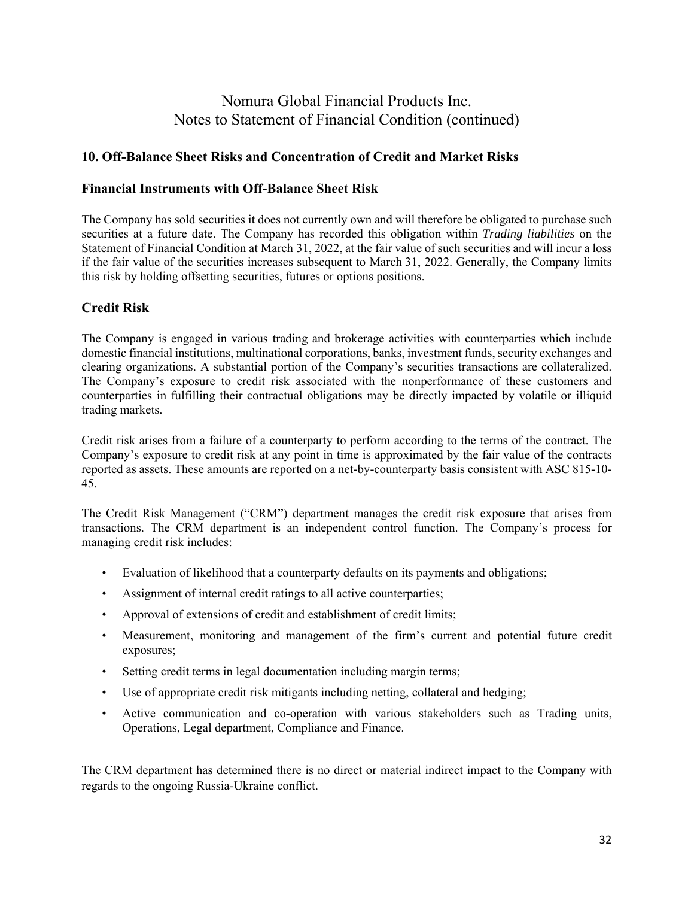Nomura Global Financial Products Inc.
Notes to Statement of Financial Condition (continued)

## 10. Off-Balance Sheet Risks and Concentration of Credit and Market Risks

### Financial Instruments with Off-Balance Sheet Risk

The Company has sold securities it does not currently own and will therefore be obligated to purchase such securities at a future date. The Company has recorded this obligation within *Trading liabilities* on the Statement of Financial Condition at March 31, 2022, at the fair value of such securities and will incur a loss if the fair value of the securities increases subsequent to March 31, 2022. Generally, the Company limits this risk by holding offsetting securities, futures or options positions.

### Credit Risk

The Company is engaged in various trading and brokerage activities with counterparties which include domestic financial institutions, multinational corporations, banks, investment funds, security exchanges and clearing organizations. A substantial portion of the Company's securities transactions are collateralized. The Company's exposure to credit risk associated with the nonperformance of these customers and counterparties in fulfilling their contractual obligations may be directly impacted by volatile or illiquid trading markets.

Credit risk arises from a failure of a counterparty to perform according to the terms of the contract. The Company's exposure to credit risk at any point in time is approximated by the fair value of the contracts reported as assets. These amounts are reported on a net-by-counterparty basis consistent with ASC 815-10-45.

The Credit Risk Management ("CRM") department manages the credit risk exposure that arises from transactions. The CRM department is an independent control function. The Company's process for managing credit risk includes:

- Evaluation of likelihood that a counterparty defaults on its payments and obligations;
- Assignment of internal credit ratings to all active counterparties;
- Approval of extensions of credit and establishment of credit limits;
- Measurement, monitoring and management of the firm's current and potential future credit exposures;
- Setting credit terms in legal documentation including margin terms;
- Use of appropriate credit risk mitigants including netting, collateral and hedging;
- Active communication and co-operation with various stakeholders such as Trading units, Operations, Legal department, Compliance and Finance.

The CRM department has determined there is no direct or material indirect impact to the Company with regards to the ongoing Russia-Ukraine conflict.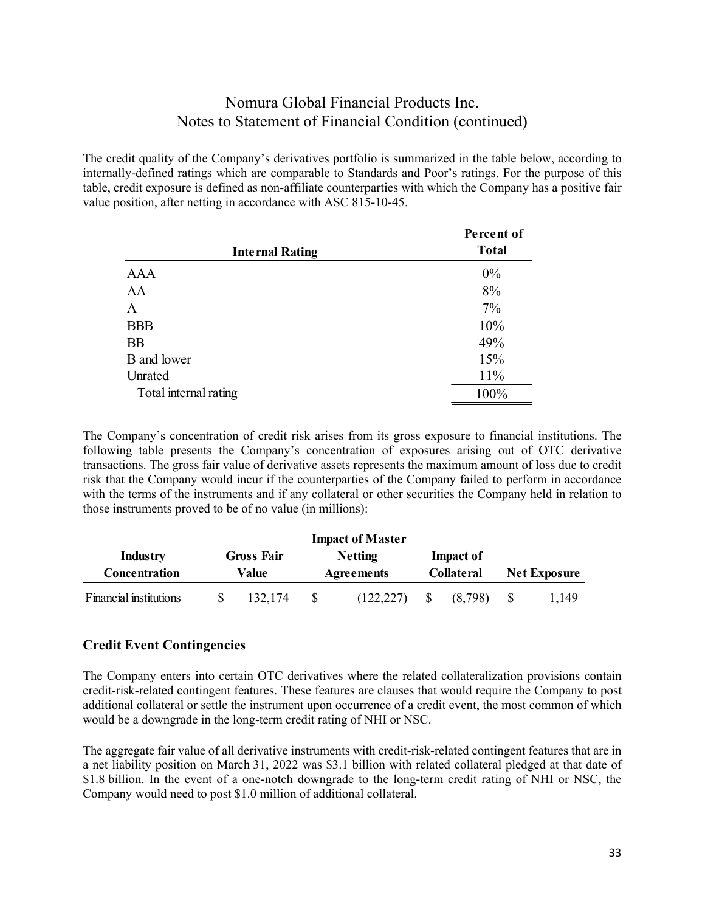The credit quality of the Company's derivatives portfolio is summarized in the table below, according to internally-defined ratings which are comparable to Standards and Poor's ratings. For the purpose of this table, credit exposure is defined as non-affiliate counterparties with which the Company has a positive fair value position, after netting in accordance with ASC 815-10-45.

| Internal Rating | Percent of Total |
|---|---|
| AAA | 0% |
| AA | 8% |
| A | 7% |
| BBB | 10% |
| BB | 49% |
| B and lower | 15% |
| Unrated | 11% |
| Total internal rating | 100% |

The Company's concentration of credit risk arises from its gross exposure to financial institutions. The following table presents the Company's concentration of exposures arising out of OTC derivative transactions. The gross fair value of derivative assets represents the maximum amount of loss due to credit risk that the Company would incur if the counterparties of the Company failed to perform in accordance with the terms of the instruments and if any collateral or other securities the Company held in relation to those instruments proved to be of no value (in millions):

| Industry Concentration | Gross Fair Value | Impact of Master Netting Agreements | Impact of Collateral | Net Exposure |
|---|---|---|---|---|
| Financial institutions | $ 132,174 | $ (122,227) | $ (8,798) | $ 1,149 |

## Credit Event Contingencies

The Company enters into certain OTC derivatives where the related collateralization provisions contain credit-risk-related contingent features. These features are clauses that would require the Company to post additional collateral or settle the instrument upon occurrence of a credit event, the most common of which would be a downgrade in the long-term credit rating of NHI or NSC.

The aggregate fair value of all derivative instruments with credit-risk-related contingent features that are in a net liability position on March 31, 2022 was $3.1 billion with related collateral pledged at that date of $1.8 billion. In the event of a one-notch downgrade to the long-term credit rating of NHI or NSC, the Company would need to post $1.0 million of additional collateral.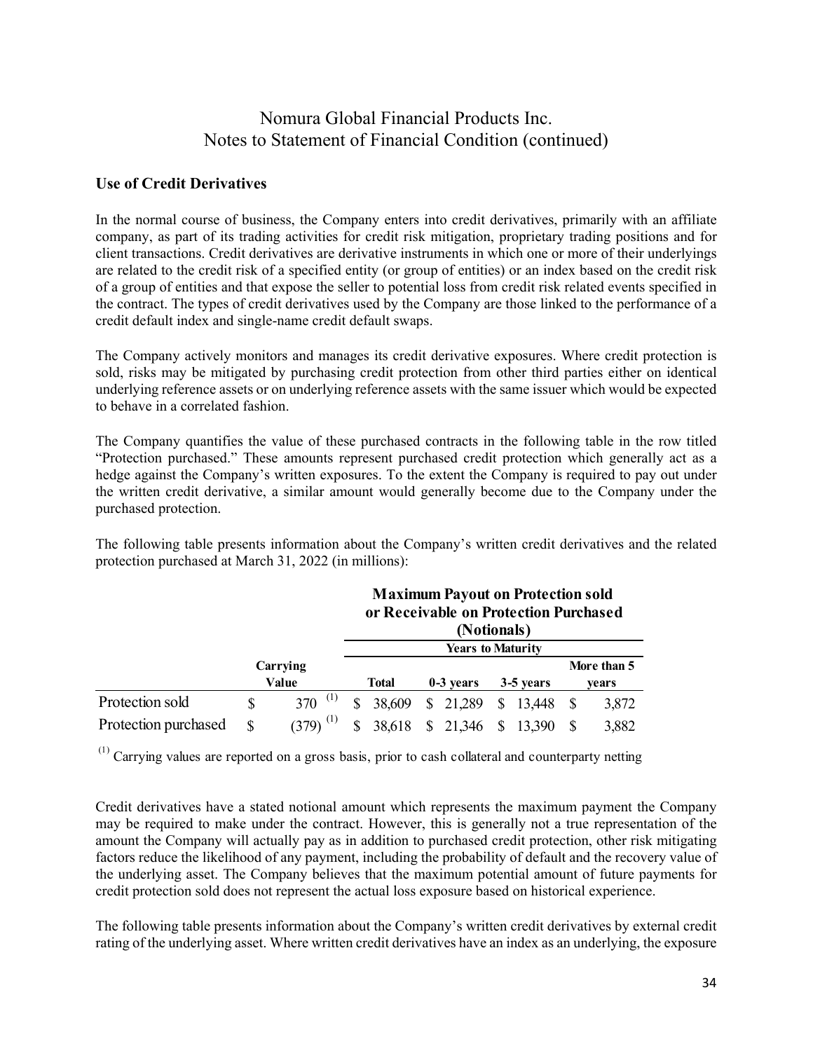## Use of Credit Derivatives

In the normal course of business, the Company enters into credit derivatives, primarily with an affiliate company, as part of its trading activities for credit risk mitigation, proprietary trading positions and for client transactions. Credit derivatives are derivative instruments in which one or more of their underlyings are related to the credit risk of a specified entity (or group of entities) or an index based on the credit risk of a group of entities and that expose the seller to potential loss from credit risk related events specified in the contract. The types of credit derivatives used by the Company are those linked to the performance of a credit default index and single-name credit default swaps.

The Company actively monitors and manages its credit derivative exposures. Where credit protection is sold, risks may be mitigated by purchasing credit protection from other third parties either on identical underlying reference assets or on underlying reference assets with the same issuer which would be expected to behave in a correlated fashion.

The Company quantifies the value of these purchased contracts in the following table in the row titled "Protection purchased." These amounts represent purchased credit protection which generally act as a hedge against the Company's written exposures. To the extent the Company is required to pay out under the written credit derivative, a similar amount would generally become due to the Company under the purchased protection.

The following table presents information about the Company's written credit derivatives and the related protection purchased at March 31, 2022 (in millions):

| | | Maximum Payout on Protection sold or Receivable on Protection Purchased (Notionals) | | | |
|---|---|---|---|---|---|
| | | | Years to Maturity | | |
| | Carrying Value | Total | 0-3 years | 3-5 years | More than 5 years |
| Protection sold | $ 370 [(1)] | $ 38,609 | $ 21,289 | $ 13,448 | $ 3,872 |
| Protection purchased | $ (379) [(1)] | $ 38,618 | $ 21,346 | $ 13,390 | $ 3,882 |

[(1)] Carrying values are reported on a gross basis, prior to cash collateral and counterparty netting

Credit derivatives have a stated notional amount which represents the maximum payment the Company may be required to make under the contract. However, this is generally not a true representation of the amount the Company will actually pay as in addition to purchased credit protection, other risk mitigating factors reduce the likelihood of any payment, including the probability of default and the recovery value of the underlying asset. The Company believes that the maximum potential amount of future payments for credit protection sold does not represent the actual loss exposure based on historical experience.

The following table presents information about the Company's written credit derivatives by external credit rating of the underlying asset. Where written credit derivatives have an index as an underlying, the exposure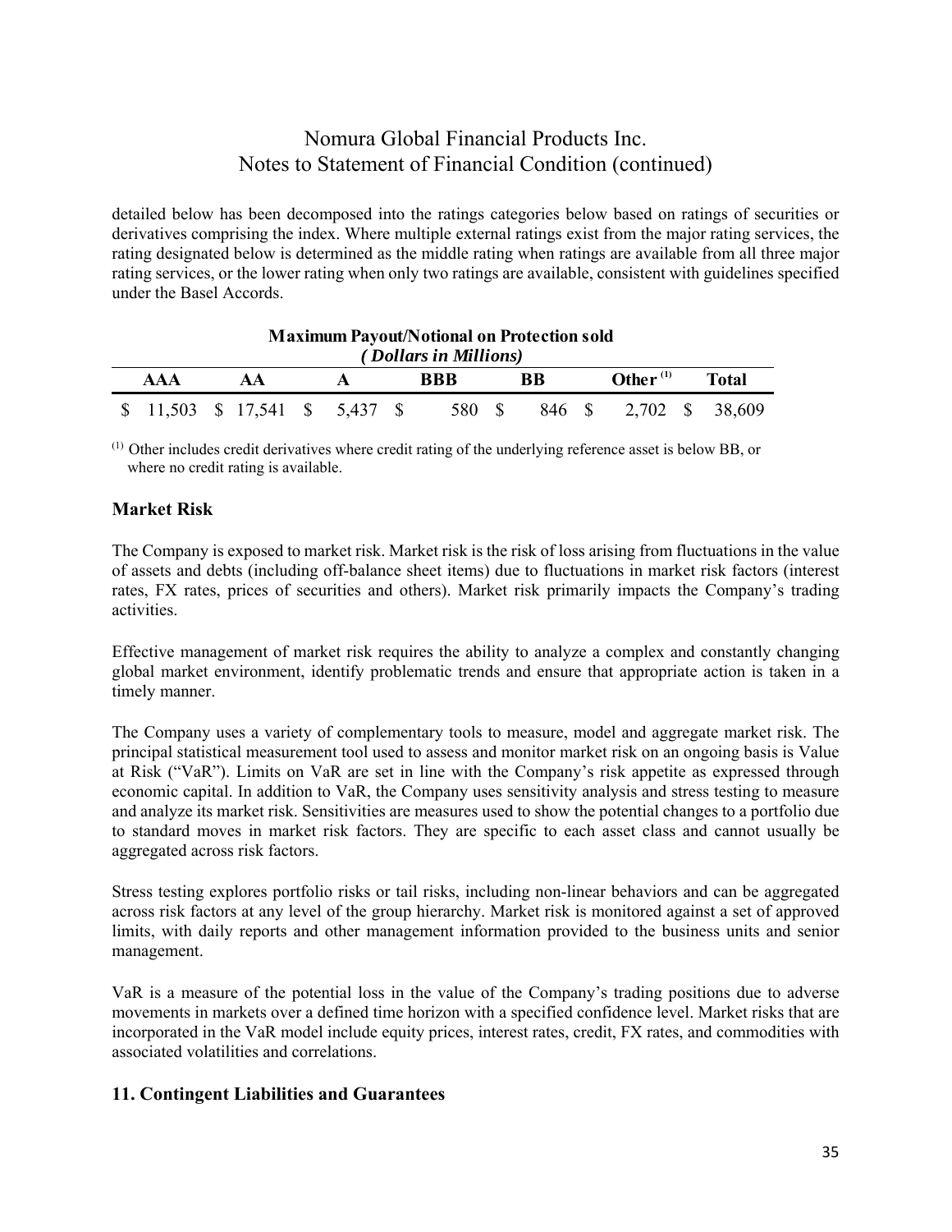detailed below has been decomposed into the ratings categories below based on ratings of securities or derivatives comprising the index. Where multiple external ratings exist from the major rating services, the rating designated below is determined as the middle rating when ratings are available from all three major rating services, or the lower rating when only two ratings are available, consistent with guidelines specified under the Basel Accords.

**Maximum Payout/Notional on Protection sold**
***(Dollars in Millions)***

| AAA | AA | A | BBB | BB | Other [(1)] | Total |
|---|---|---|---|---|---|---|
| $ 11,503 | $ 17,541 | $ 5,437 | $ 580 | $ 846 | $ 2,702 | $ 38,609 |

[(1)] Other includes credit derivatives where credit rating of the underlying reference asset is below BB, or where no credit rating is available.

## Market Risk

The Company is exposed to market risk. Market risk is the risk of loss arising from fluctuations in the value of assets and debts (including off-balance sheet items) due to fluctuations in market risk factors (interest rates, FX rates, prices of securities and others). Market risk primarily impacts the Company's trading activities.

Effective management of market risk requires the ability to analyze a complex and constantly changing global market environment, identify problematic trends and ensure that appropriate action is taken in a timely manner.

The Company uses a variety of complementary tools to measure, model and aggregate market risk. The principal statistical measurement tool used to assess and monitor market risk on an ongoing basis is Value at Risk ("VaR"). Limits on VaR are set in line with the Company's risk appetite as expressed through economic capital. In addition to VaR, the Company uses sensitivity analysis and stress testing to measure and analyze its market risk. Sensitivities are measures used to show the potential changes to a portfolio due to standard moves in market risk factors. They are specific to each asset class and cannot usually be aggregated across risk factors.

Stress testing explores portfolio risks or tail risks, including non-linear behaviors and can be aggregated across risk factors at any level of the group hierarchy. Market risk is monitored against a set of approved limits, with daily reports and other management information provided to the business units and senior management.

VaR is a measure of the potential loss in the value of the Company's trading positions due to adverse movements in markets over a defined time horizon with a specified confidence level. Market risks that are incorporated in the VaR model include equity prices, interest rates, credit, FX rates, and commodities with associated volatilities and correlations.

## 11. Contingent Liabilities and Guarantees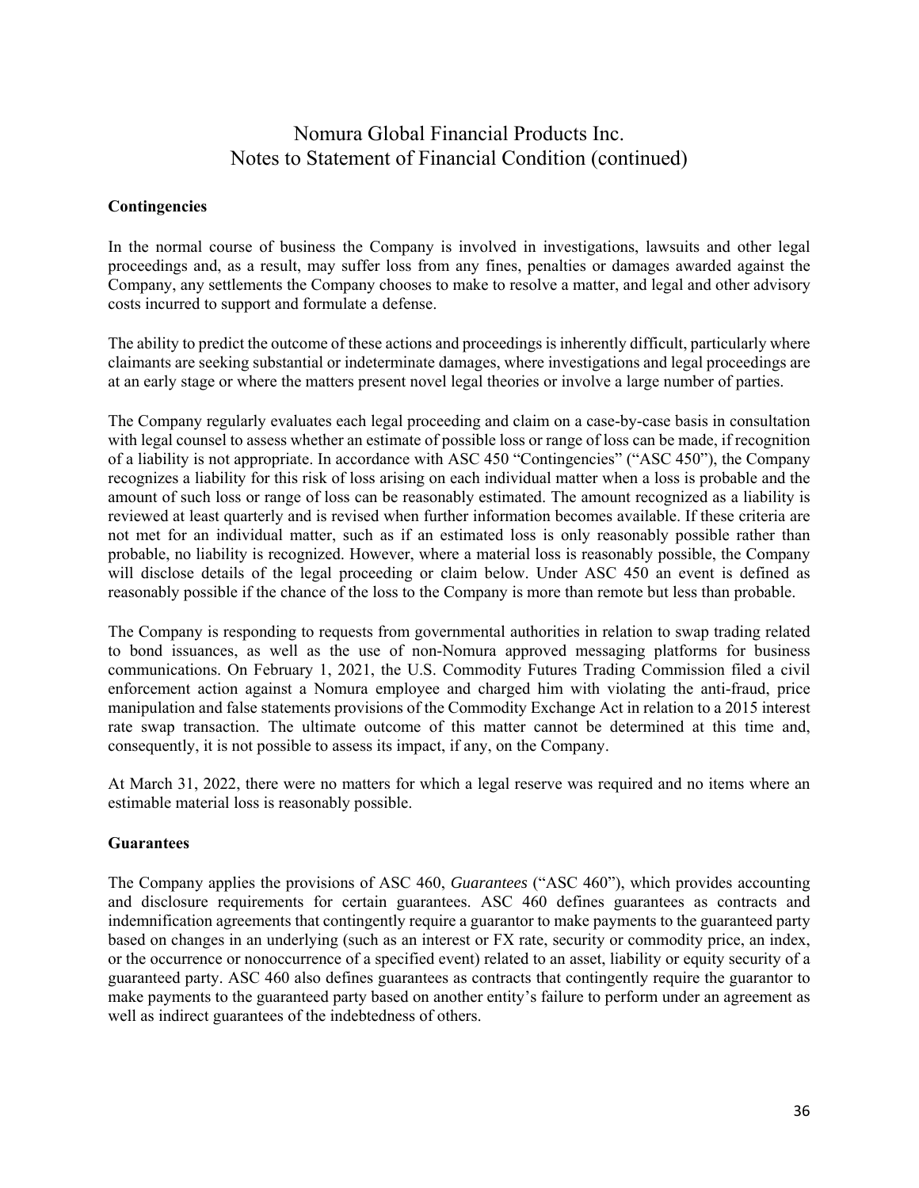**Contingencies**

In the normal course of business the Company is involved in investigations, lawsuits and other legal proceedings and, as a result, may suffer loss from any fines, penalties or damages awarded against the Company, any settlements the Company chooses to make to resolve a matter, and legal and other advisory costs incurred to support and formulate a defense.

The ability to predict the outcome of these actions and proceedings is inherently difficult, particularly where claimants are seeking substantial or indeterminate damages, where investigations and legal proceedings are at an early stage or where the matters present novel legal theories or involve a large number of parties.

The Company regularly evaluates each legal proceeding and claim on a case-by-case basis in consultation with legal counsel to assess whether an estimate of possible loss or range of loss can be made, if recognition of a liability is not appropriate. In accordance with ASC 450 "Contingencies" ("ASC 450"), the Company recognizes a liability for this risk of loss arising on each individual matter when a loss is probable and the amount of such loss or range of loss can be reasonably estimated. The amount recognized as a liability is reviewed at least quarterly and is revised when further information becomes available. If these criteria are not met for an individual matter, such as if an estimated loss is only reasonably possible rather than probable, no liability is recognized. However, where a material loss is reasonably possible, the Company will disclose details of the legal proceeding or claim below. Under ASC 450 an event is defined as reasonably possible if the chance of the loss to the Company is more than remote but less than probable.

The Company is responding to requests from governmental authorities in relation to swap trading related to bond issuances, as well as the use of non-Nomura approved messaging platforms for business communications. On February 1, 2021, the U.S. Commodity Futures Trading Commission filed a civil enforcement action against a Nomura employee and charged him with violating the anti-fraud, price manipulation and false statements provisions of the Commodity Exchange Act in relation to a 2015 interest rate swap transaction. The ultimate outcome of this matter cannot be determined at this time and, consequently, it is not possible to assess its impact, if any, on the Company.

At March 31, 2022, there were no matters for which a legal reserve was required and no items where an estimable material loss is reasonably possible.

**Guarantees**

The Company applies the provisions of ASC 460, *Guarantees* ("ASC 460"), which provides accounting and disclosure requirements for certain guarantees. ASC 460 defines guarantees as contracts and indemnification agreements that contingently require a guarantor to make payments to the guaranteed party based on changes in an underlying (such as an interest or FX rate, security or commodity price, an index, or the occurrence or nonoccurrence of a specified event) related to an asset, liability or equity security of a guaranteed party. ASC 460 also defines guarantees as contracts that contingently require the guarantor to make payments to the guaranteed party based on another entity's failure to perform under an agreement as well as indirect guarantees of the indebtedness of others.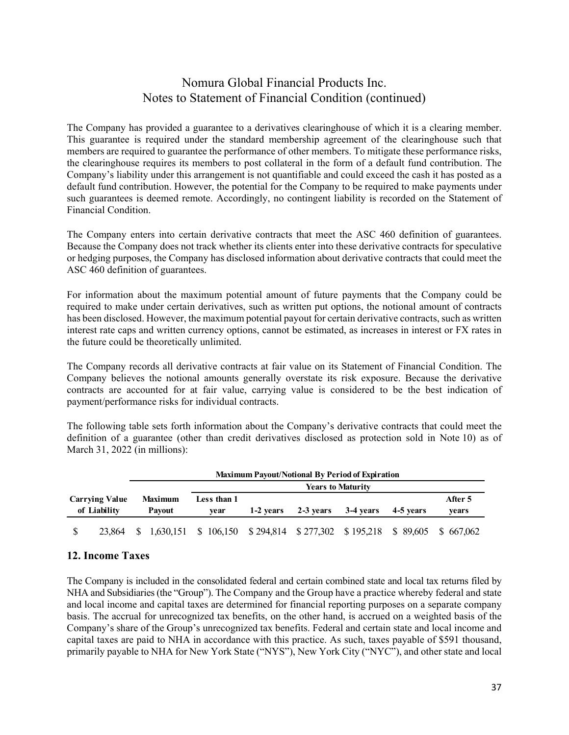The Company has provided a guarantee to a derivatives clearinghouse of which it is a clearing member. This guarantee is required under the standard membership agreement of the clearinghouse such that members are required to guarantee the performance of other members. To mitigate these performance risks, the clearinghouse requires its members to post collateral in the form of a default fund contribution. The Company's liability under this arrangement is not quantifiable and could exceed the cash it has posted as a default fund contribution. However, the potential for the Company to be required to make payments under such guarantees is deemed remote. Accordingly, no contingent liability is recorded on the Statement of Financial Condition.

The Company enters into certain derivative contracts that meet the ASC 460 definition of guarantees. Because the Company does not track whether its clients enter into these derivative contracts for speculative or hedging purposes, the Company has disclosed information about derivative contracts that could meet the ASC 460 definition of guarantees.

For information about the maximum potential amount of future payments that the Company could be required to make under certain derivatives, such as written put options, the notional amount of contracts has been disclosed. However, the maximum potential payout for certain derivative contracts, such as written interest rate caps and written currency options, cannot be estimated, as increases in interest or FX rates in the future could be theoretically unlimited.

The Company records all derivative contracts at fair value on its Statement of Financial Condition. The Company believes the notional amounts generally overstate its risk exposure. Because the derivative contracts are accounted for at fair value, carrying value is considered to be the best indication of payment/performance risks for individual contracts.

The following table sets forth information about the Company's derivative contracts that could meet the definition of a guarantee (other than credit derivatives disclosed as protection sold in Note 10) as of March 31, 2022 (in millions):

| | Maximum Payout/Notional By Period of Expiration | | | | | | |
|---|---|---|---|---|---|---|---|
| | | Years to Maturity | | | | | |
| Carrying Value of Liability | Maximum Payout | Less than 1 year | 1-2 years | 2-3 years | 3-4 years | 4-5 years | After 5 years |
| $ 23,864 | $ 1,630,151 | $ 106,150 | $ 294,814 | $ 277,302 | $ 195,218 | $ 89,605 | $ 667,062 |

## 12. Income Taxes

The Company is included in the consolidated federal and certain combined state and local tax returns filed by NHA and Subsidiaries (the "Group"). The Company and the Group have a practice whereby federal and state and local income and capital taxes are determined for financial reporting purposes on a separate company basis. The accrual for unrecognized tax benefits, on the other hand, is accrued on a weighted basis of the Company's share of the Group's unrecognized tax benefits. Federal and certain state and local income and capital taxes are paid to NHA in accordance with this practice. As such, taxes payable of $591 thousand, primarily payable to NHA for New York State ("NYS"), New York City ("NYC"), and other state and local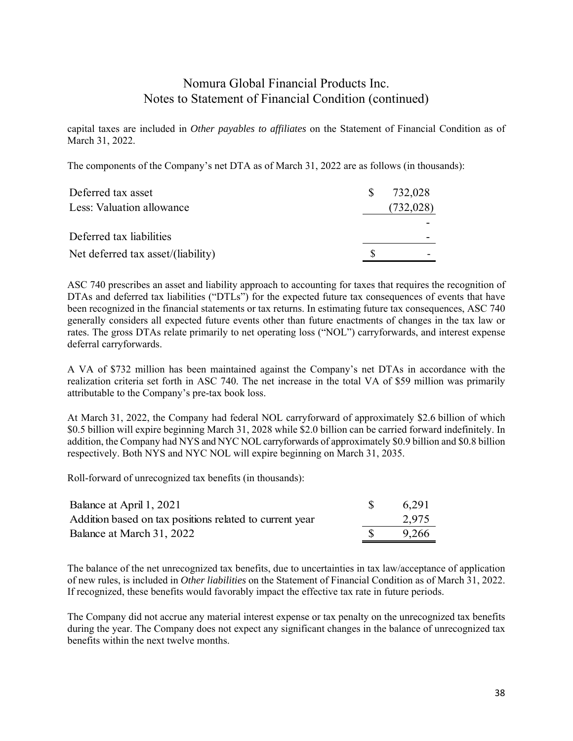capital taxes are included in *Other payables to affiliates* on the Statement of Financial Condition as of March 31, 2022.

The components of the Company's net DTA as of March 31, 2022 are as follows (in thousands):

| | |
|---|---|
| Deferred tax asset | $ 732,028 |
| Less: Valuation allowance | (732,028) |
| | - |
| Deferred tax liabilities | - |
| Net deferred tax asset/(liability) | $ - |

ASC 740 prescribes an asset and liability approach to accounting for taxes that requires the recognition of DTAs and deferred tax liabilities ("DTLs") for the expected future tax consequences of events that have been recognized in the financial statements or tax returns. In estimating future tax consequences, ASC 740 generally considers all expected future events other than future enactments of changes in the tax law or rates. The gross DTAs relate primarily to net operating loss ("NOL") carryforwards, and interest expense deferral carryforwards.

A VA of $732 million has been maintained against the Company's net DTAs in accordance with the realization criteria set forth in ASC 740. The net increase in the total VA of $59 million was primarily attributable to the Company's pre-tax book loss.

At March 31, 2022, the Company had federal NOL carryforward of approximately $2.6 billion of which $0.5 billion will expire beginning March 31, 2028 while $2.0 billion can be carried forward indefinitely. In addition, the Company had NYS and NYC NOL carryforwards of approximately $0.9 billion and $0.8 billion respectively. Both NYS and NYC NOL will expire beginning on March 31, 2035.

Roll-forward of unrecognized tax benefits (in thousands):

| | |
|---|---|
| Balance at April 1, 2021 | $ 6,291 |
| Addition based on tax positions related to current year | 2,975 |
| Balance at March 31, 2022 | $ 9,266 |

The balance of the net unrecognized tax benefits, due to uncertainties in tax law/acceptance of application of new rules, is included in *Other liabilities* on the Statement of Financial Condition as of March 31, 2022. If recognized, these benefits would favorably impact the effective tax rate in future periods.

The Company did not accrue any material interest expense or tax penalty on the unrecognized tax benefits during the year. The Company does not expect any significant changes in the balance of unrecognized tax benefits within the next twelve months.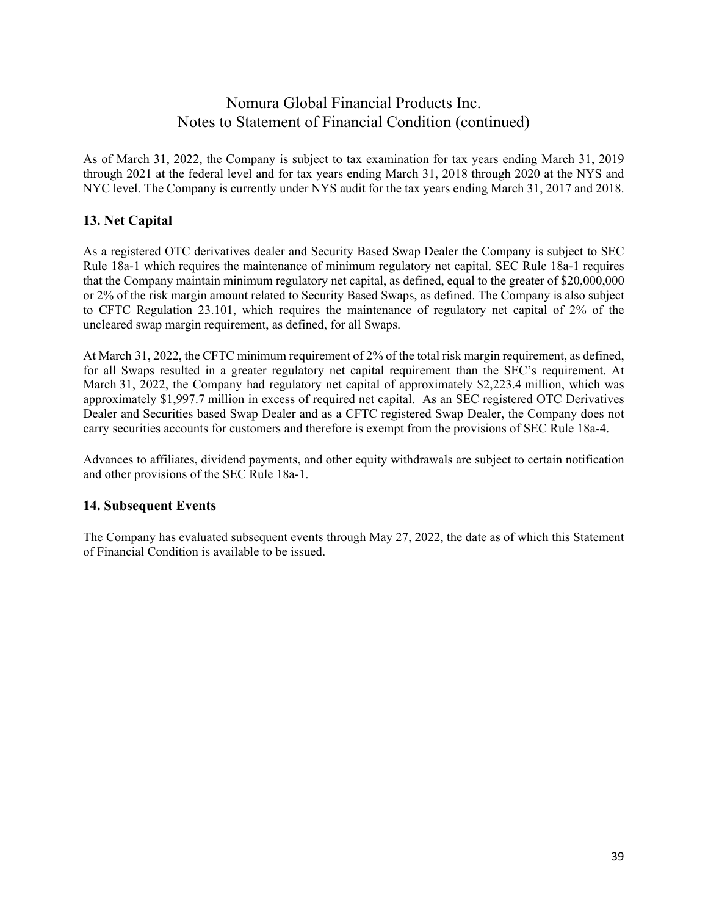As of March 31, 2022, the Company is subject to tax examination for tax years ending March 31, 2019 through 2021 at the federal level and for tax years ending March 31, 2018 through 2020 at the NYS and NYC level. The Company is currently under NYS audit for the tax years ending March 31, 2017 and 2018.

## 13. Net Capital

As a registered OTC derivatives dealer and Security Based Swap Dealer the Company is subject to SEC Rule 18a-1 which requires the maintenance of minimum regulatory net capital. SEC Rule 18a-1 requires that the Company maintain minimum regulatory net capital, as defined, equal to the greater of $20,000,000 or 2% of the risk margin amount related to Security Based Swaps, as defined. The Company is also subject to CFTC Regulation 23.101, which requires the maintenance of regulatory net capital of 2% of the uncleared swap margin requirement, as defined, for all Swaps.

At March 31, 2022, the CFTC minimum requirement of 2% of the total risk margin requirement, as defined, for all Swaps resulted in a greater regulatory net capital requirement than the SEC's requirement. At March 31, 2022, the Company had regulatory net capital of approximately $2,223.4 million, which was approximately $1,997.7 million in excess of required net capital. As an SEC registered OTC Derivatives Dealer and Securities based Swap Dealer and as a CFTC registered Swap Dealer, the Company does not carry securities accounts for customers and therefore is exempt from the provisions of SEC Rule 18a-4.

Advances to affiliates, dividend payments, and other equity withdrawals are subject to certain notification and other provisions of the SEC Rule 18a-1.

## 14. Subsequent Events

The Company has evaluated subsequent events through May 27, 2022, the date as of which this Statement of Financial Condition is available to be issued.